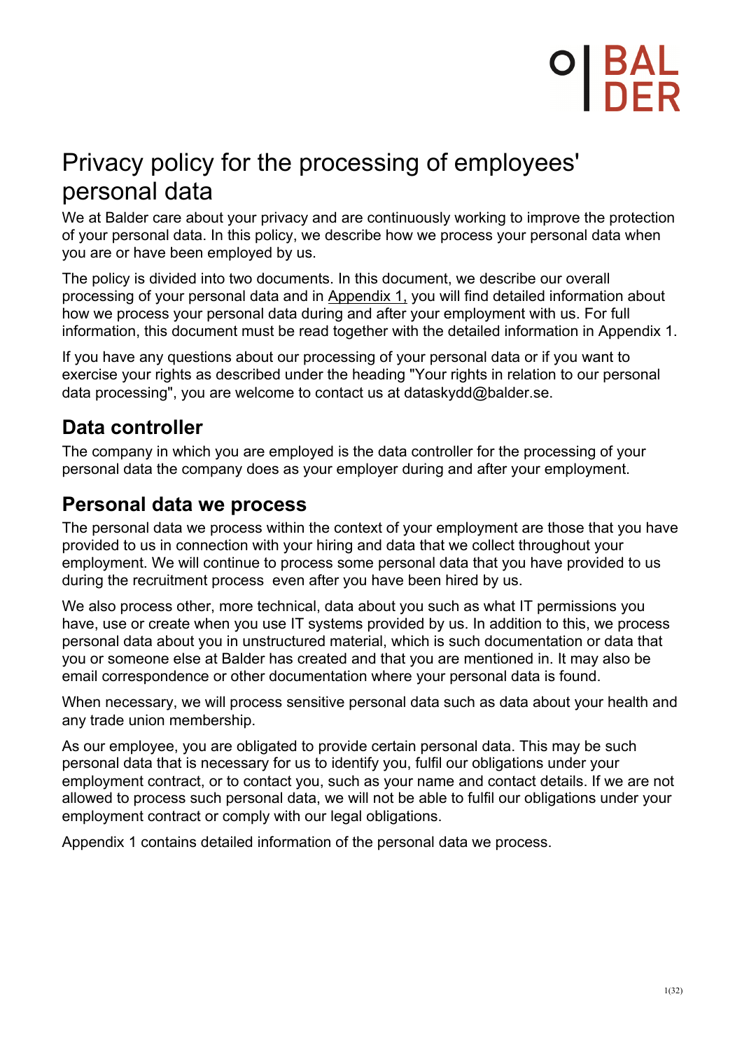# Privacy policy for the processing of employees' personal data

We at Balder care about your privacy and are continuously working to improve the protection of your personal data. In this policy, we describe how we process your personal data when you are or have been employed by us.

The policy is divided into two documents. In this document, we describe our overall processing of your personal data and in Appendix 1, you will find detailed information about how we process your personal data during and after your employment with us. For full information, this document must be read together with the detailed information in Appendix 1.

If you have any questions about our processing of your personal data or if you want to exercise your rights as described under the heading "Your rights in relation to our personal data processing", you are welcome to contact us at dataskydd@balder.se.

## Data controller

The company in which you are employed is the data controller for the processing of your personal data the company does as your employer during and after your employment.

## Personal data we process

The personal data we process within the context of your employment are those that you have provided to us in connection with your hiring and data that we collect throughout your employment. We will continue to process some personal data that you have provided to us during the recruitment process even after you have been hired by us.

We also process other, more technical, data about you such as what IT permissions you have, use or create when you use IT systems provided by us. In addition to this, we process personal data about you in unstructured material, which is such documentation or data that you or someone else at Balder has created and that you are mentioned in. It may also be email correspondence or other documentation where your personal data is found.

When necessary, we will process sensitive personal data such as data about your health and any trade union membership.

As our employee, you are obligated to provide certain personal data. This may be such personal data that is necessary for us to identify you, fulfil our obligations under your employment contract, or to contact you, such as your name and contact details. If we are not allowed to process such personal data, we will not be able to fulfil our obligations under your employment contract or comply with our legal obligations.

Appendix 1 contains detailed information of the personal data we process.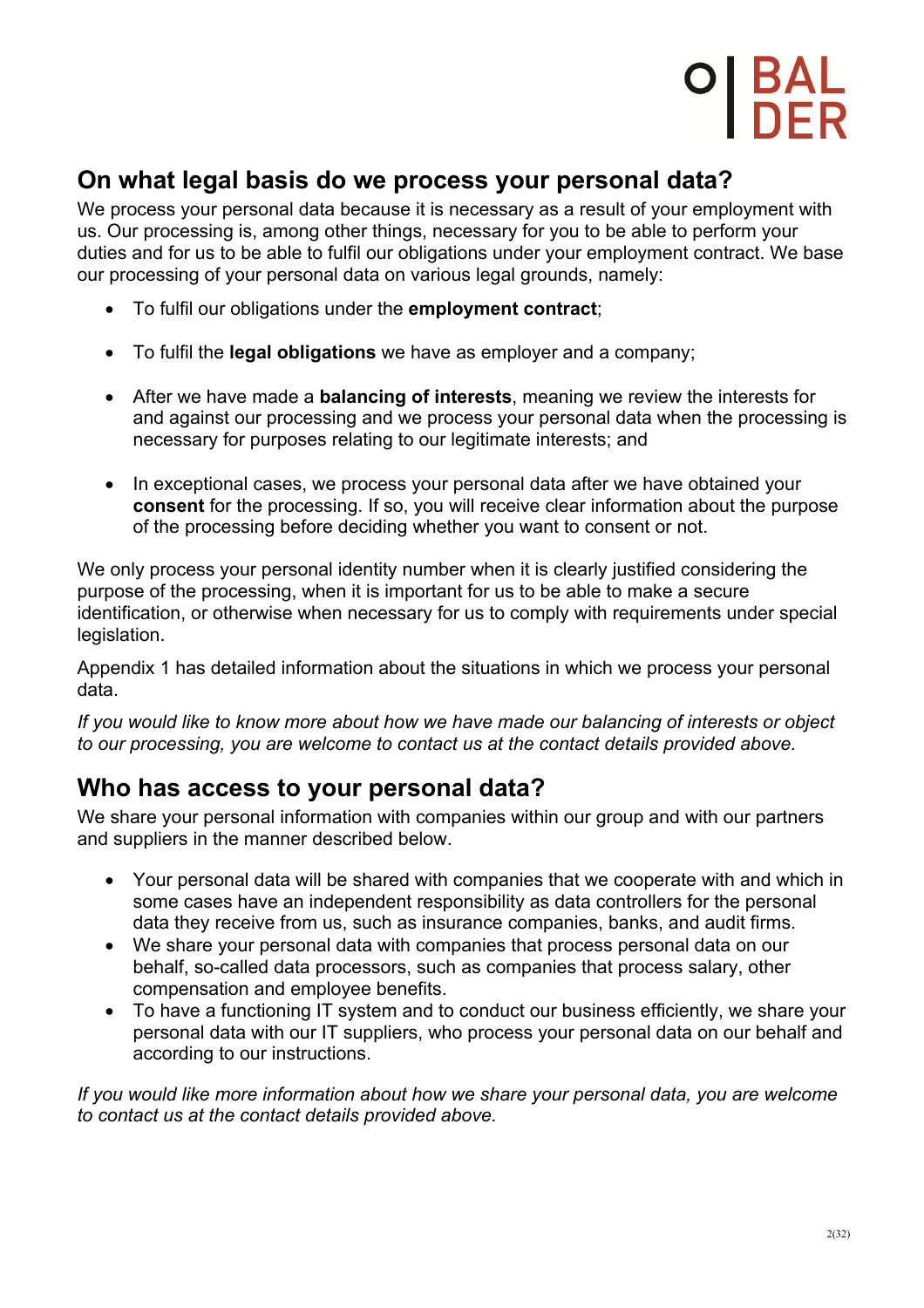## On what legal basis do we process your personal data?

We process your personal data because it is necessary as a result of your employment with us. Our processing is, among other things, necessary for you to be able to perform your duties and for us to be able to fulfil our obligations under your employment contract. We base our processing of your personal data on various legal grounds, namely:

- To fulfil our obligations under the **employment contract**;
- To fulfil the **legal obligations** we have as employer and a company;
- After we have made a **balancing of interests**, meaning we review the interests for and against our processing and we process your personal data when the processing is necessary for purposes relating to our legitimate interests; and
- In exceptional cases, we process your personal data after we have obtained your **consent** for the processing. If so, you will receive clear information about the purpose of the processing before deciding whether you want to consent or not.

We only process your personal identity number when it is clearly justified considering the purpose of the processing, when it is important for us to be able to make a secure identification, or otherwise when necessary for us to comply with requirements under special legislation.

Appendix 1 has detailed information about the situations in which we process your personal data.

*If you would like to know more about how we have made our balancing of interests or object to our processing, you are welcome to contact us at the contact details provided above.*

## Who has access to your personal data?

We share your personal information with companies within our group and with our partners and suppliers in the manner described below.

- Your personal data will be shared with companies that we cooperate with and which in some cases have an independent responsibility as data controllers for the personal data they receive from us, such as insurance companies, banks, and audit firms.
- We share your personal data with companies that process personal data on our behalf, so-called data processors, such as companies that process salary, other compensation and employee benefits.
- To have a functioning IT system and to conduct our business efficiently, we share your personal data with our IT suppliers, who process your personal data on our behalf and according to our instructions.

*If you would like more information about how we share your personal data, you are welcome to contact us at the contact details provided above.*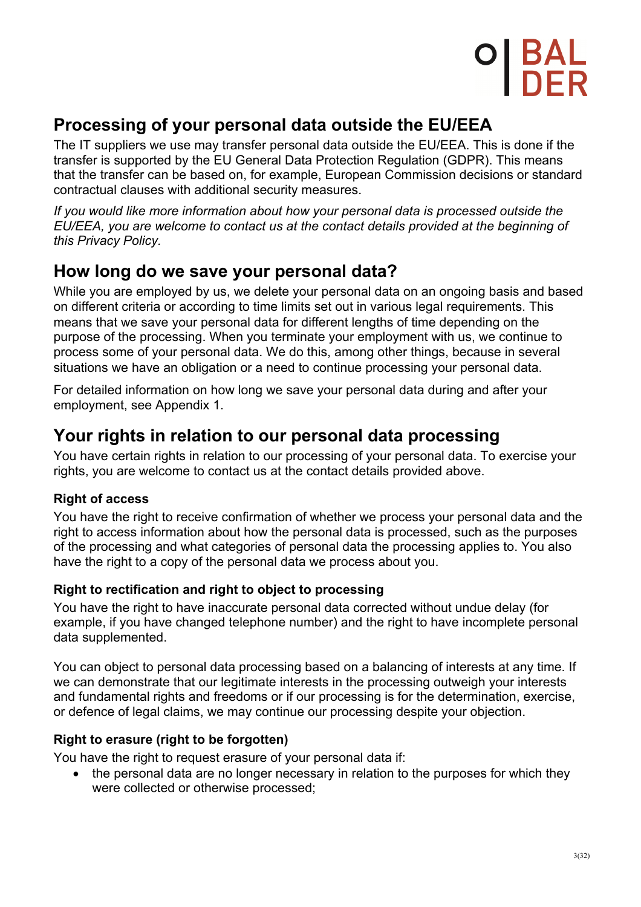## Processing of your personal data outside the EU/EEA

The IT suppliers we use may transfer personal data outside the EU/EEA. This is done if the transfer is supported by the EU General Data Protection Regulation (GDPR). This means that the transfer can be based on, for example, European Commission decisions or standard contractual clauses with additional security measures.

*If you would like more information about how your personal data is processed outside the EU/EEA, you are welcome to contact us at the contact details provided at the beginning of this Privacy Policy.*

## How long do we save your personal data?

While you are employed by us, we delete your personal data on an ongoing basis and based on different criteria or according to time limits set out in various legal requirements. This means that we save your personal data for different lengths of time depending on the purpose of the processing. When you terminate your employment with us, we continue to process some of your personal data. We do this, among other things, because in several situations we have an obligation or a need to continue processing your personal data.

For detailed information on how long we save your personal data during and after your employment, see Appendix 1.

## Your rights in relation to our personal data processing

You have certain rights in relation to our processing of your personal data. To exercise your rights, you are welcome to contact us at the contact details provided above.

### Right of access

You have the right to receive confirmation of whether we process your personal data and the right to access information about how the personal data is processed, such as the purposes of the processing and what categories of personal data the processing applies to. You also have the right to a copy of the personal data we process about you.

### Right to rectification and right to object to processing

You have the right to have inaccurate personal data corrected without undue delay (for example, if you have changed telephone number) and the right to have incomplete personal data supplemented.

You can object to personal data processing based on a balancing of interests at any time. If we can demonstrate that our legitimate interests in the processing outweigh your interests and fundamental rights and freedoms or if our processing is for the determination, exercise, or defence of legal claims, we may continue our processing despite your objection.

### Right to erasure (right to be forgotten)

You have the right to request erasure of your personal data if:

- the personal data are no longer necessary in relation to the purposes for which they were collected or otherwise processed;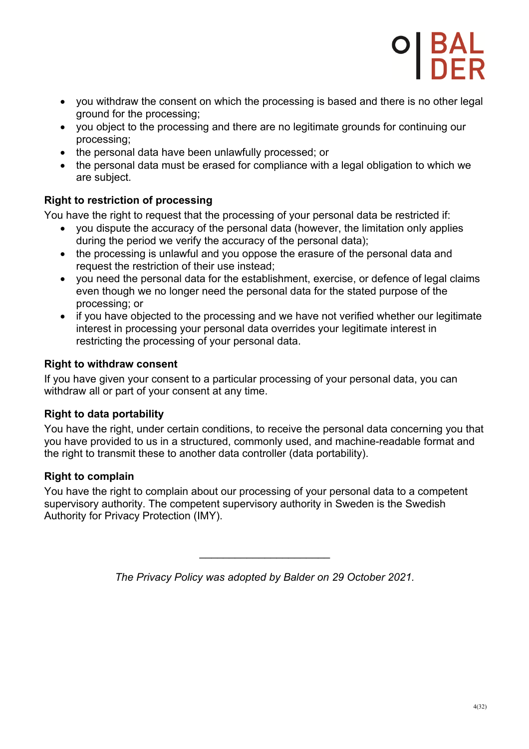- you withdraw the consent on which the processing is based and there is no other legal ground for the processing;
- you object to the processing and there are no legitimate grounds for continuing our processing;
- the personal data have been unlawfully processed; or
- the personal data must be erased for compliance with a legal obligation to which we are subject.

**Right to restriction of processing**

You have the right to request that the processing of your personal data be restricted if:

- you dispute the accuracy of the personal data (however, the limitation only applies during the period we verify the accuracy of the personal data);
- the processing is unlawful and you oppose the erasure of the personal data and request the restriction of their use instead;
- you need the personal data for the establishment, exercise, or defence of legal claims even though we no longer need the personal data for the stated purpose of the processing; or
- if you have objected to the processing and we have not verified whether our legitimate interest in processing your personal data overrides your legitimate interest in restricting the processing of your personal data.

**Right to withdraw consent**

If you have given your consent to a particular processing of your personal data, you can withdraw all or part of your consent at any time.

**Right to data portability**

You have the right, under certain conditions, to receive the personal data concerning you that you have provided to us in a structured, commonly used, and machine-readable format and the right to transmit these to another data controller (data portability).

**Right to complain**

You have the right to complain about our processing of your personal data to a competent supervisory authority. The competent supervisory authority in Sweden is the Swedish Authority for Privacy Protection (IMY).

---

*The Privacy Policy was adopted by Balder on 29 October 2021.*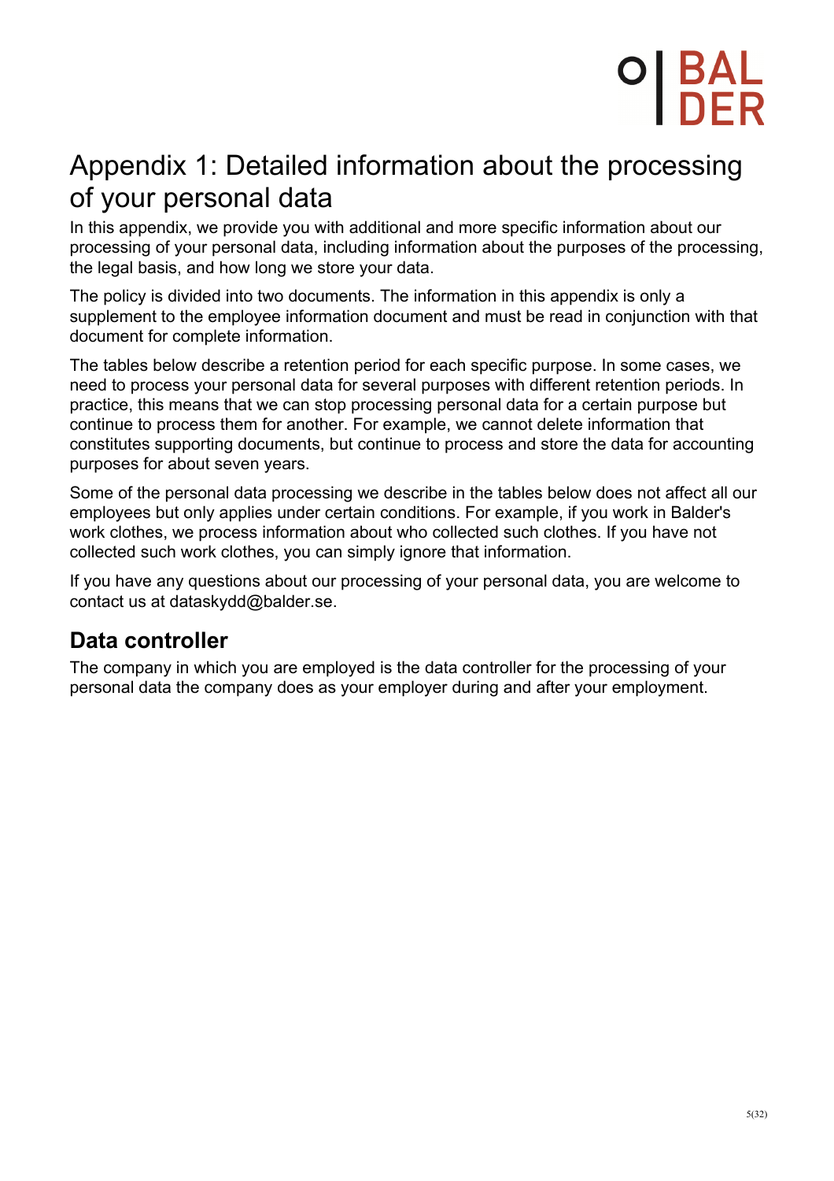# Appendix 1: Detailed information about the processing of your personal data

In this appendix, we provide you with additional and more specific information about our processing of your personal data, including information about the purposes of the processing, the legal basis, and how long we store your data.

The policy is divided into two documents. The information in this appendix is only a supplement to the employee information document and must be read in conjunction with that document for complete information.

The tables below describe a retention period for each specific purpose. In some cases, we need to process your personal data for several purposes with different retention periods. In practice, this means that we can stop processing personal data for a certain purpose but continue to process them for another. For example, we cannot delete information that constitutes supporting documents, but continue to process and store the data for accounting purposes for about seven years.

Some of the personal data processing we describe in the tables below does not affect all our employees but only applies under certain conditions. For example, if you work in Balder's work clothes, we process information about who collected such clothes. If you have not collected such work clothes, you can simply ignore that information.

If you have any questions about our processing of your personal data, you are welcome to contact us at dataskydd@balder.se.

## Data controller

The company in which you are employed is the data controller for the processing of your personal data the company does as your employer during and after your employment.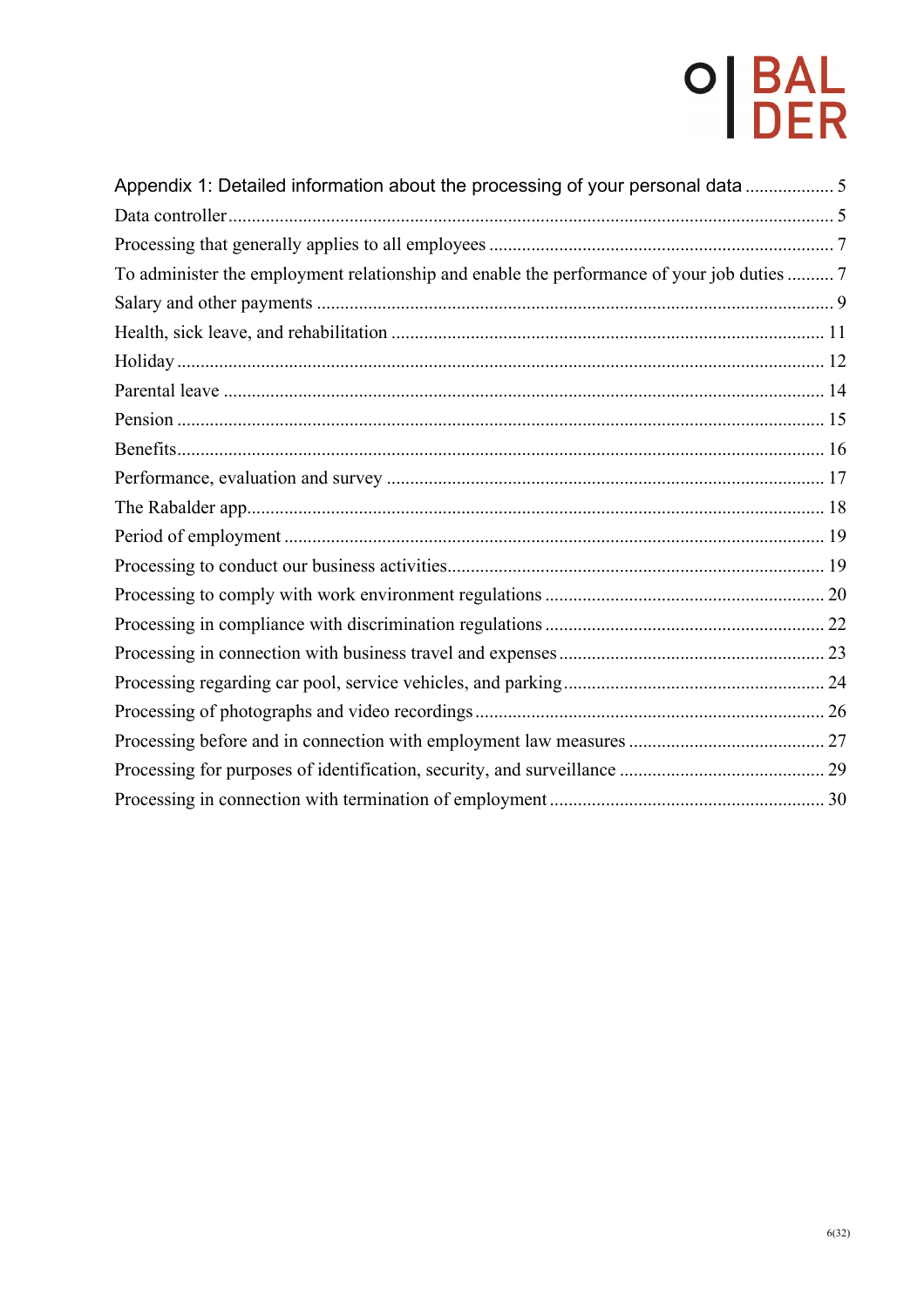Appendix 1: Detailed information about the processing of your personal data .................. 5

Data controller ................................................................................................................ 5

Processing that generally applies to all employees ......................................................... 7

To administer the employment relationship and enable the performance of your job duties .......... 7

Salary and other payments ............................................................................................. 9

Health, sick leave, and rehabilitation ............................................................................ 11

Holiday .......................................................................................................................... 12

Parental leave ................................................................................................................ 14

Pension .......................................................................................................................... 15

Benefits .......................................................................................................................... 16

Performance, evaluation and survey ............................................................................. 17

The Rabalder app ........................................................................................................... 18

Period of employment ................................................................................................... 19

Processing to conduct our business activities ................................................................ 19

Processing to comply with work environment regulations ............................................ 20

Processing in compliance with discrimination regulations ............................................ 22

Processing in connection with business travel and expenses ......................................... 23

Processing regarding car pool, service vehicles, and parking ........................................ 24

Processing of photographs and video recordings .......................................................... 26

Processing before and in connection with employment law measures .......................... 27

Processing for purposes of identification, security, and surveillance ............................ 29

Processing in connection with termination of employment ........................................... 30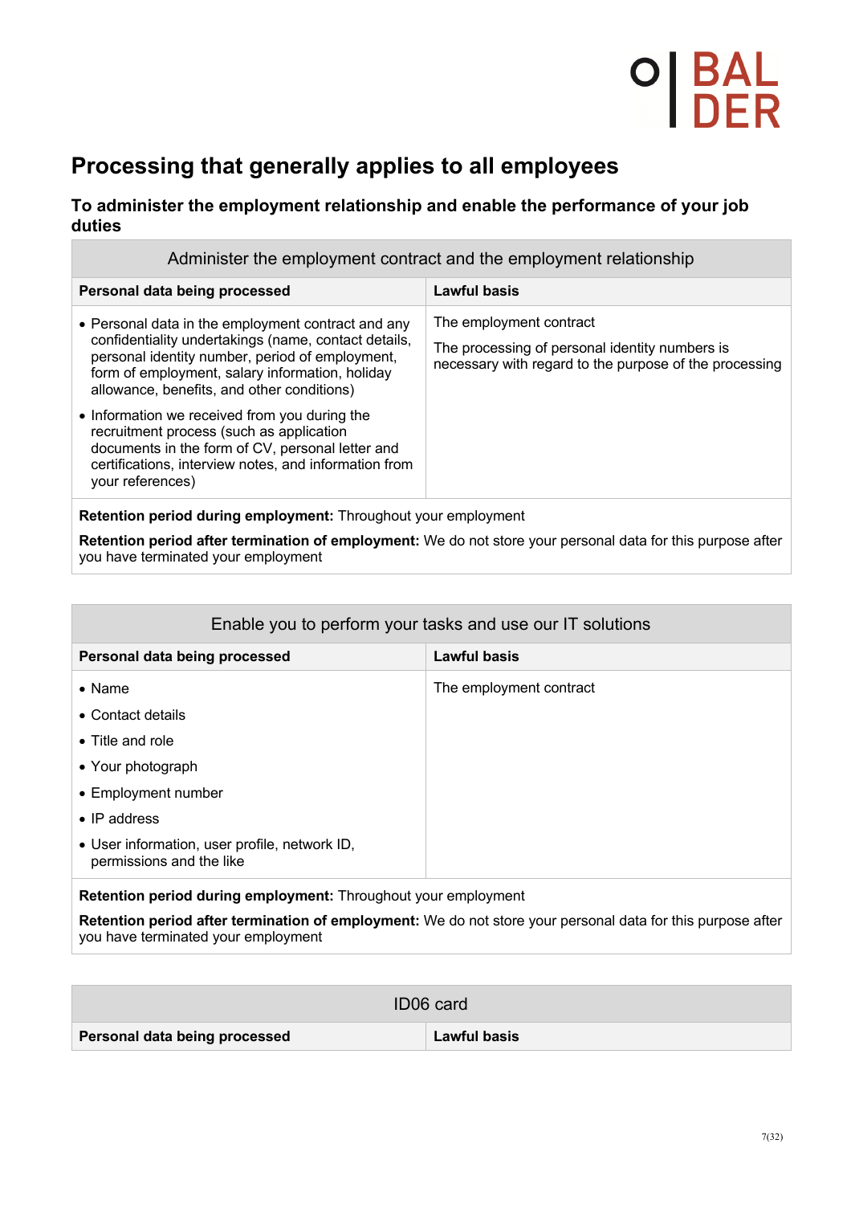## Processing that generally applies to all employees

### To administer the employment relationship and enable the performance of your job duties

| Administer the employment contract and the employment relationship | |
|---|---|
| **Personal data being processed** | **Lawful basis** |
| • Personal data in the employment contract and any confidentiality undertakings (name, contact details, personal identity number, period of employment, form of employment, salary information, holiday allowance, benefits, and other conditions)<br><br>• Information we received from you during the recruitment process (such as application documents in the form of CV, personal letter and certifications, interview notes, and information from your references) | The employment contract<br><br>The processing of personal identity numbers is necessary with regard to the purpose of the processing |
| **Retention period during employment:** Throughout your employment<br><br>**Retention period after termination of employment:** We do not store your personal data for this purpose after you have terminated your employment | |

| Enable you to perform your tasks and use our IT solutions | |
|---|---|
| **Personal data being processed** | **Lawful basis** |
| • Name<br>• Contact details<br>• Title and role<br>• Your photograph<br>• Employment number<br>• IP address<br>• User information, user profile, network ID, permissions and the like | The employment contract |
| **Retention period during employment:** Throughout your employment<br><br>**Retention period after termination of employment:** We do not store your personal data for this purpose after you have terminated your employment | |

| ID06 card | |
|---|---|
| **Personal data being processed** | **Lawful basis** |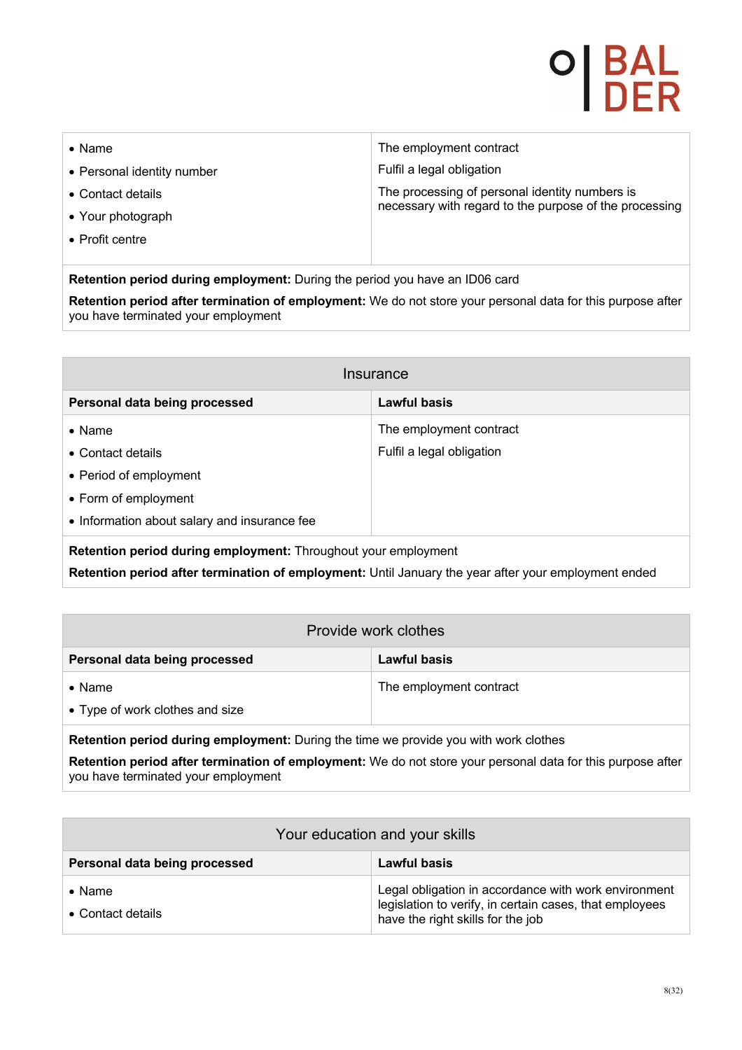| | |
|---|---|
| • Name<br>• Personal identity number<br>• Contact details<br>• Your photograph<br>• Profit centre | The employment contract<br>Fulfil a legal obligation<br>The processing of personal identity numbers is necessary with regard to the purpose of the processing |

**Retention period during employment:** During the period you have an ID06 card

**Retention period after termination of employment:** We do not store your personal data for this purpose after you have terminated your employment

**Insurance**

| Personal data being processed | Lawful basis |
|---|---|
| • Name<br>• Contact details<br>• Period of employment<br>• Form of employment<br>• Information about salary and insurance fee | The employment contract<br>Fulfil a legal obligation |

**Retention period during employment:** Throughout your employment

**Retention period after termination of employment:** Until January the year after your employment ended

**Provide work clothes**

| Personal data being processed | Lawful basis |
|---|---|
| • Name<br>• Type of work clothes and size | The employment contract |

**Retention period during employment:** During the time we provide you with work clothes

**Retention period after termination of employment:** We do not store your personal data for this purpose after you have terminated your employment

**Your education and your skills**

| Personal data being processed | Lawful basis |
|---|---|
| • Name<br>• Contact details | Legal obligation in accordance with work environment legislation to verify, in certain cases, that employees have the right skills for the job |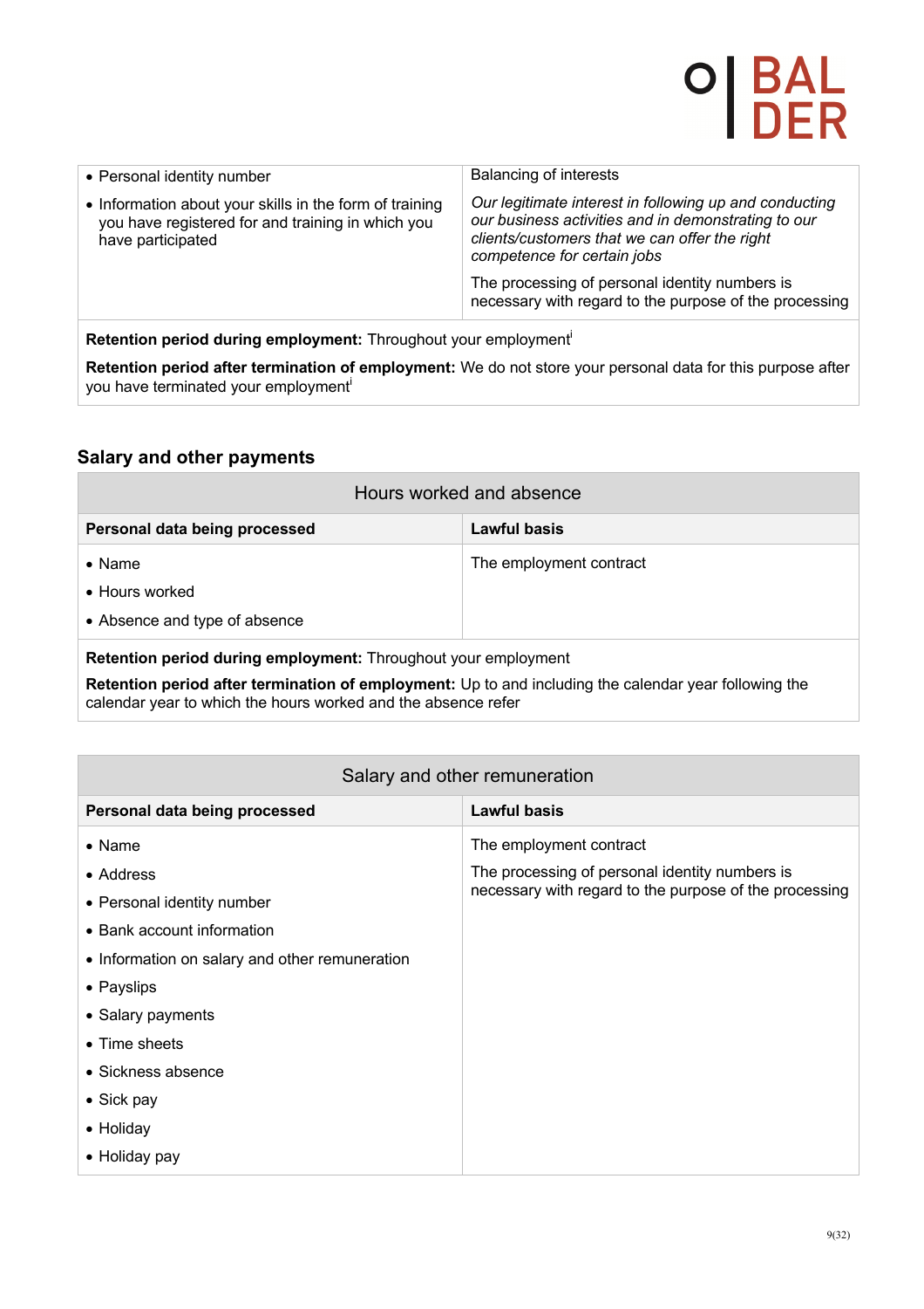| | |
|---|---|
| • Personal identity number<br>• Information about your skills in the form of training you have registered for and training in which you have participated | Balancing of interests<br>*Our legitimate interest in following up and conducting our business activities and in demonstrating to our clients/customers that we can offer the right competence for certain jobs*<br>The processing of personal identity numbers is necessary with regard to the purpose of the processing |
| **Retention period during employment:** Throughout your employment[i]<br>**Retention period after termination of employment:** We do not store your personal data for this purpose after you have terminated your employment[i] | |

## Salary and other payments

| Hours worked and absence | |
|---|---|
| **Personal data being processed** | **Lawful basis** |
| • Name<br>• Hours worked<br>• Absence and type of absence | The employment contract |
| **Retention period during employment:** Throughout your employment<br>**Retention period after termination of employment:** Up to and including the calendar year following the calendar year to which the hours worked and the absence refer | |

| Salary and other remuneration | |
|---|---|
| **Personal data being processed** | **Lawful basis** |
| • Name<br>• Address<br>• Personal identity number<br>• Bank account information<br>• Information on salary and other remuneration<br>• Payslips<br>• Salary payments<br>• Time sheets<br>• Sickness absence<br>• Sick pay<br>• Holiday<br>• Holiday pay | The employment contract<br>The processing of personal identity numbers is necessary with regard to the purpose of the processing |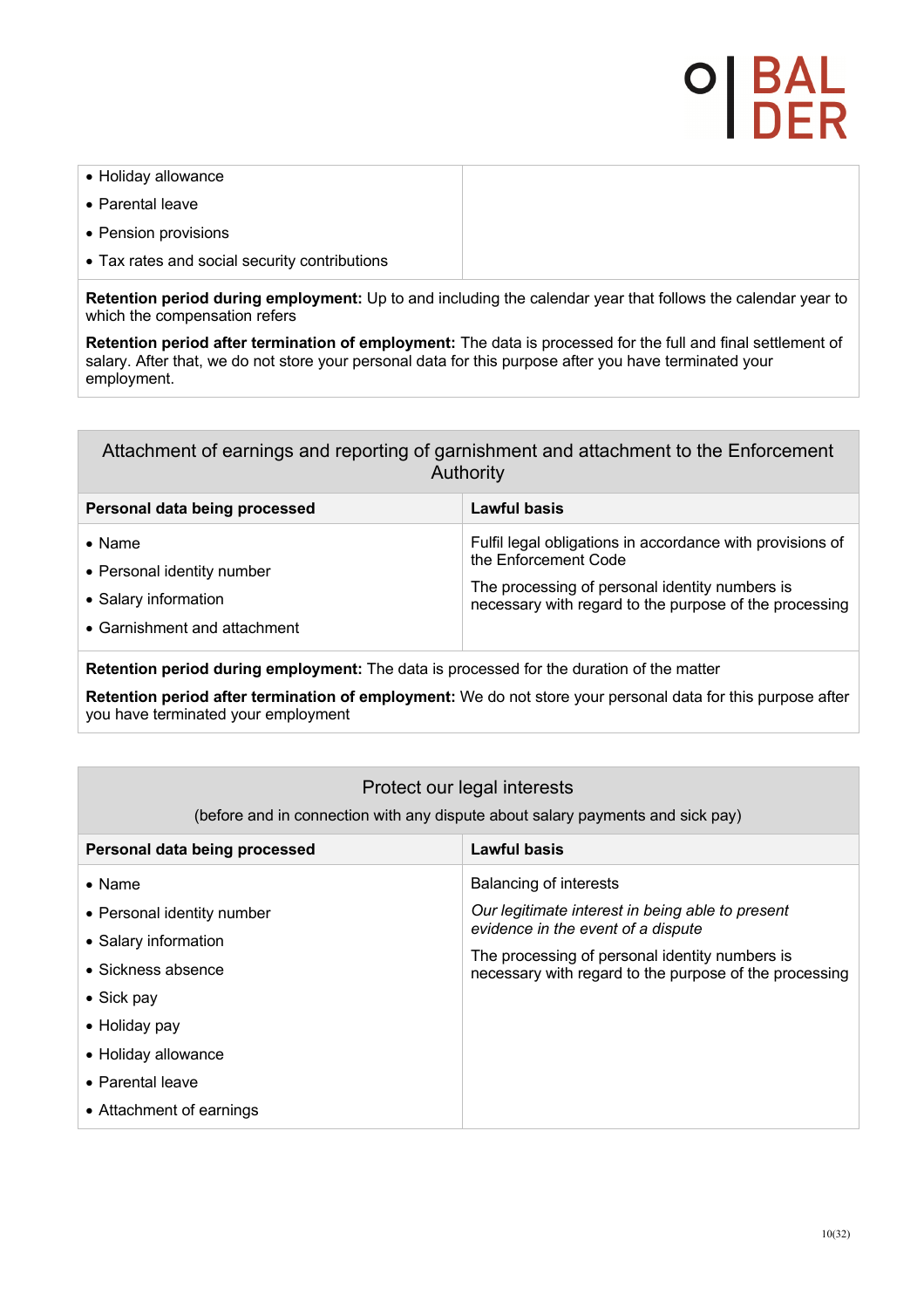| | |
|---|---|
| • Holiday allowance<br>• Parental leave<br>• Pension provisions<br>• Tax rates and social security contributions | |

**Retention period during employment:** Up to and including the calendar year that follows the calendar year to which the compensation refers

**Retention period after termination of employment:** The data is processed for the full and final settlement of salary. After that, we do not store your personal data for this purpose after you have terminated your employment.

## Attachment of earnings and reporting of garnishment and attachment to the Enforcement Authority

| Personal data being processed | Lawful basis |
|---|---|
| • Name<br>• Personal identity number<br>• Salary information<br>• Garnishment and attachment | Fulfil legal obligations in accordance with provisions of the Enforcement Code<br><br>The processing of personal identity numbers is necessary with regard to the purpose of the processing |

**Retention period during employment:** The data is processed for the duration of the matter

**Retention period after termination of employment:** We do not store your personal data for this purpose after you have terminated your employment

## Protect our legal interests

(before and in connection with any dispute about salary payments and sick pay)

| Personal data being processed | Lawful basis |
|---|---|
| • Name<br>• Personal identity number<br>• Salary information<br>• Sickness absence<br>• Sick pay<br>• Holiday pay<br>• Holiday allowance<br>• Parental leave<br>• Attachment of earnings | Balancing of interests<br><br>*Our legitimate interest in being able to present evidence in the event of a dispute*<br><br>The processing of personal identity numbers is necessary with regard to the purpose of the processing |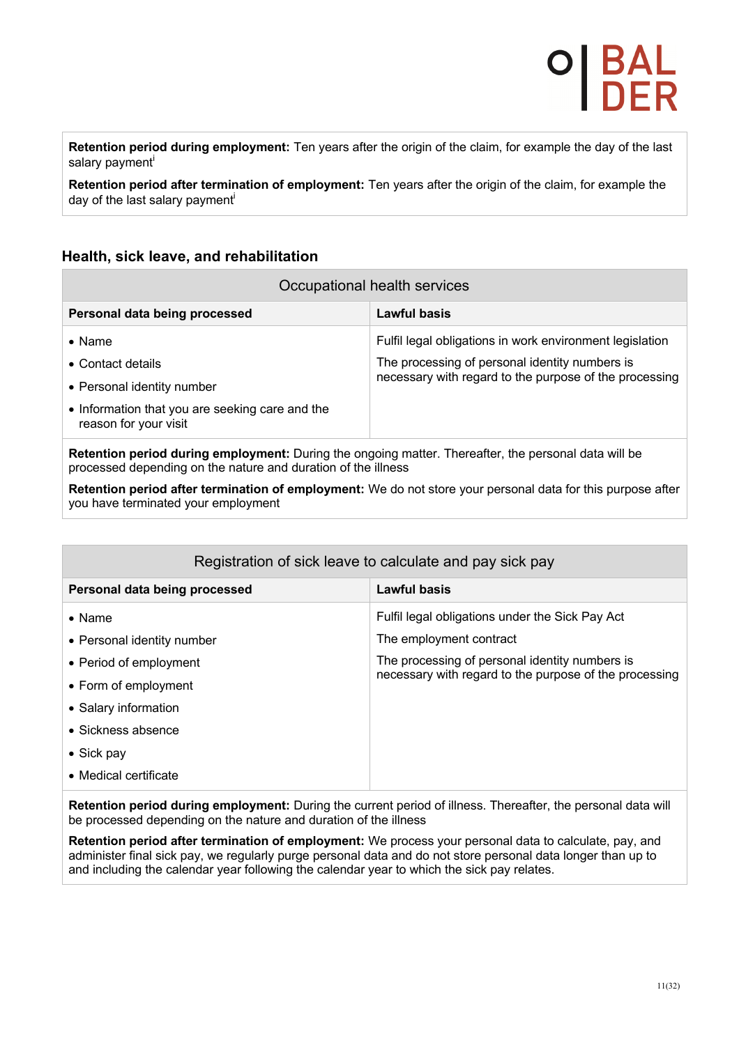**Retention period during employment:** Ten years after the origin of the claim, for example the day of the last salary payment[i]

**Retention period after termination of employment:** Ten years after the origin of the claim, for example the day of the last salary payment[i]

## Health, sick leave, and rehabilitation

| Occupational health services | |
|---|---|
| **Personal data being processed** | **Lawful basis** |
| • Name<br>• Contact details<br>• Personal identity number<br>• Information that you are seeking care and the reason for your visit | Fulfil legal obligations in work environment legislation<br>The processing of personal identity numbers is necessary with regard to the purpose of the processing |

**Retention period during employment:** During the ongoing matter. Thereafter, the personal data will be processed depending on the nature and duration of the illness

**Retention period after termination of employment:** We do not store your personal data for this purpose after you have terminated your employment

| Registration of sick leave to calculate and pay sick pay | |
|---|---|
| **Personal data being processed** | **Lawful basis** |
| • Name<br>• Personal identity number<br>• Period of employment<br>• Form of employment<br>• Salary information<br>• Sickness absence<br>• Sick pay<br>• Medical certificate | Fulfil legal obligations under the Sick Pay Act<br>The employment contract<br>The processing of personal identity numbers is necessary with regard to the purpose of the processing |

**Retention period during employment:** During the current period of illness. Thereafter, the personal data will be processed depending on the nature and duration of the illness

**Retention period after termination of employment:** We process your personal data to calculate, pay, and administer final sick pay, we regularly purge personal data and do not store personal data longer than up to and including the calendar year following the calendar year to which the sick pay relates.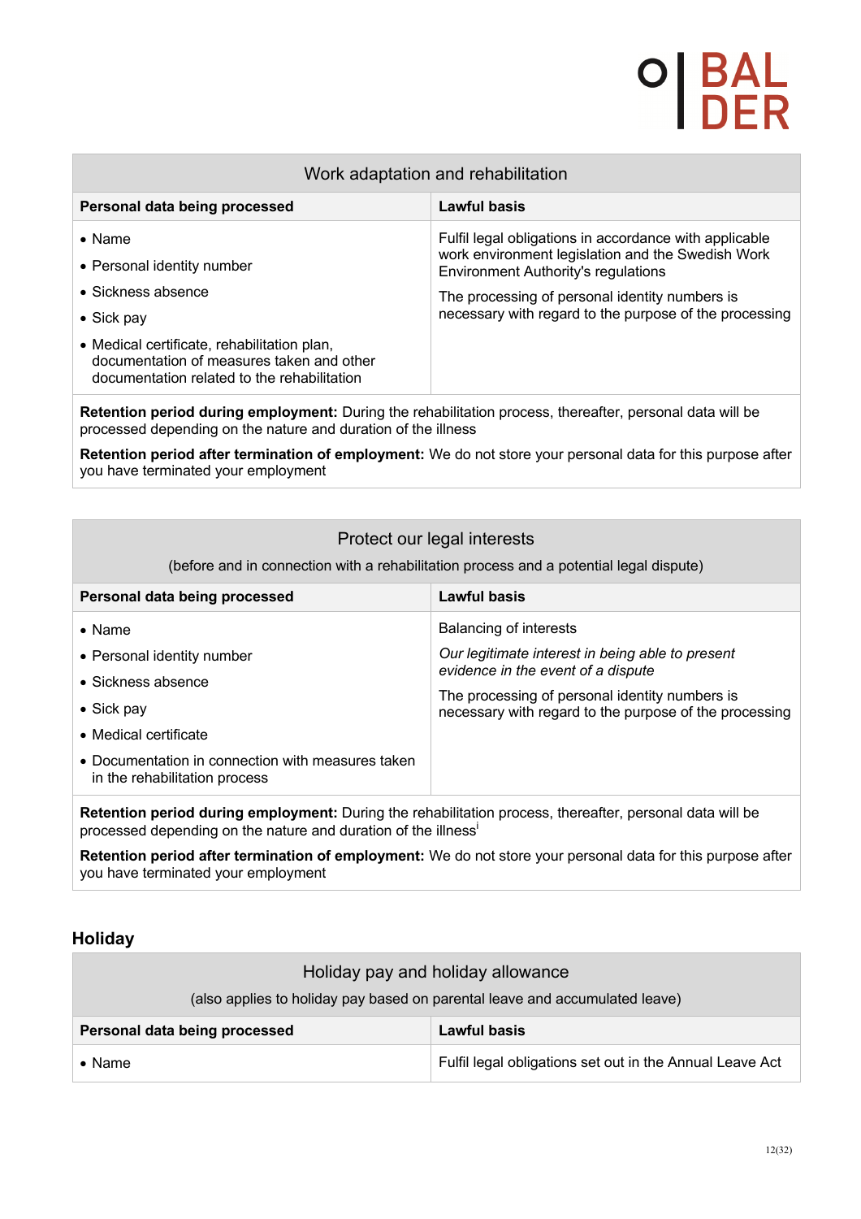| Work adaptation and rehabilitation | |
|---|---|
| **Personal data being processed** | **Lawful basis** |
| • Name<br>• Personal identity number<br>• Sickness absence<br>• Sick pay<br>• Medical certificate, rehabilitation plan, documentation of measures taken and other documentation related to the rehabilitation | Fulfil legal obligations in accordance with applicable work environment legislation and the Swedish Work Environment Authority's regulations<br><br>The processing of personal identity numbers is necessary with regard to the purpose of the processing |
| **Retention period during employment:** During the rehabilitation process, thereafter, personal data will be processed depending on the nature and duration of the illness<br><br>**Retention period after termination of employment:** We do not store your personal data for this purpose after you have terminated your employment | |

| Protect our legal interests<br>(before and in connection with a rehabilitation process and a potential legal dispute) | |
|---|---|
| **Personal data being processed** | **Lawful basis** |
| • Name<br>• Personal identity number<br>• Sickness absence<br>• Sick pay<br>• Medical certificate<br>• Documentation in connection with measures taken in the rehabilitation process | Balancing of interests<br><br>*Our legitimate interest in being able to present evidence in the event of a dispute*<br><br>The processing of personal identity numbers is necessary with regard to the purpose of the processing |
| **Retention period during employment:** During the rehabilitation process, thereafter, personal data will be processed depending on the nature and duration of the illness[i]<br><br>**Retention period after termination of employment:** We do not store your personal data for this purpose after you have terminated your employment | |

## Holiday

| Holiday pay and holiday allowance<br>(also applies to holiday pay based on parental leave and accumulated leave) | |
|---|---|
| **Personal data being processed** | **Lawful basis** |
| • Name | Fulfil legal obligations set out in the Annual Leave Act |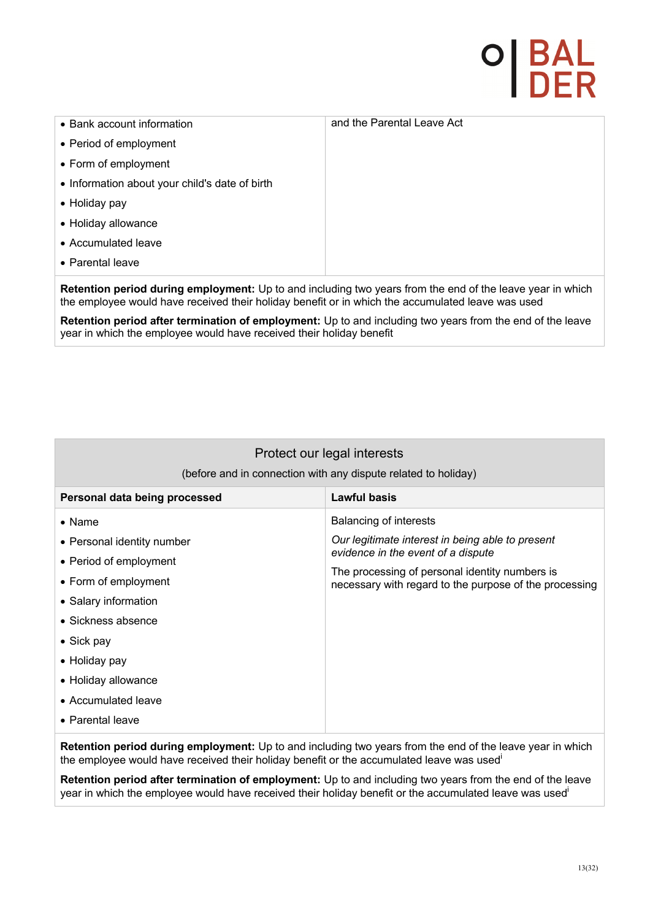| | |
|---|---|
| • Bank account information<br>• Period of employment<br>• Form of employment<br>• Information about your child's date of birth<br>• Holiday pay<br>• Holiday allowance<br>• Accumulated leave<br>• Parental leave | and the Parental Leave Act |
| **Retention period during employment:** Up to and including two years from the end of the leave year in which the employee would have received their holiday benefit or in which the accumulated leave was used<br><br>**Retention period after termination of employment:** Up to and including two years from the end of the leave year in which the employee would have received their holiday benefit | |

| Protect our legal interests<br>(before and in connection with any dispute related to holiday) | |
|---|---|
| **Personal data being processed** | **Lawful basis** |
| • Name<br>• Personal identity number<br>• Period of employment<br>• Form of employment<br>• Salary information<br>• Sickness absence<br>• Sick pay<br>• Holiday pay<br>• Holiday allowance<br>• Accumulated leave<br>• Parental leave | Balancing of interests<br><br>*Our legitimate interest in being able to present evidence in the event of a dispute*<br><br>The processing of personal identity numbers is necessary with regard to the purpose of the processing |
| **Retention period during employment:** Up to and including two years from the end of the leave year in which the employee would have received their holiday benefit or the accumulated leave was used[i]<br><br>**Retention period after termination of employment:** Up to and including two years from the end of the leave year in which the employee would have received their holiday benefit or the accumulated leave was used[i] | |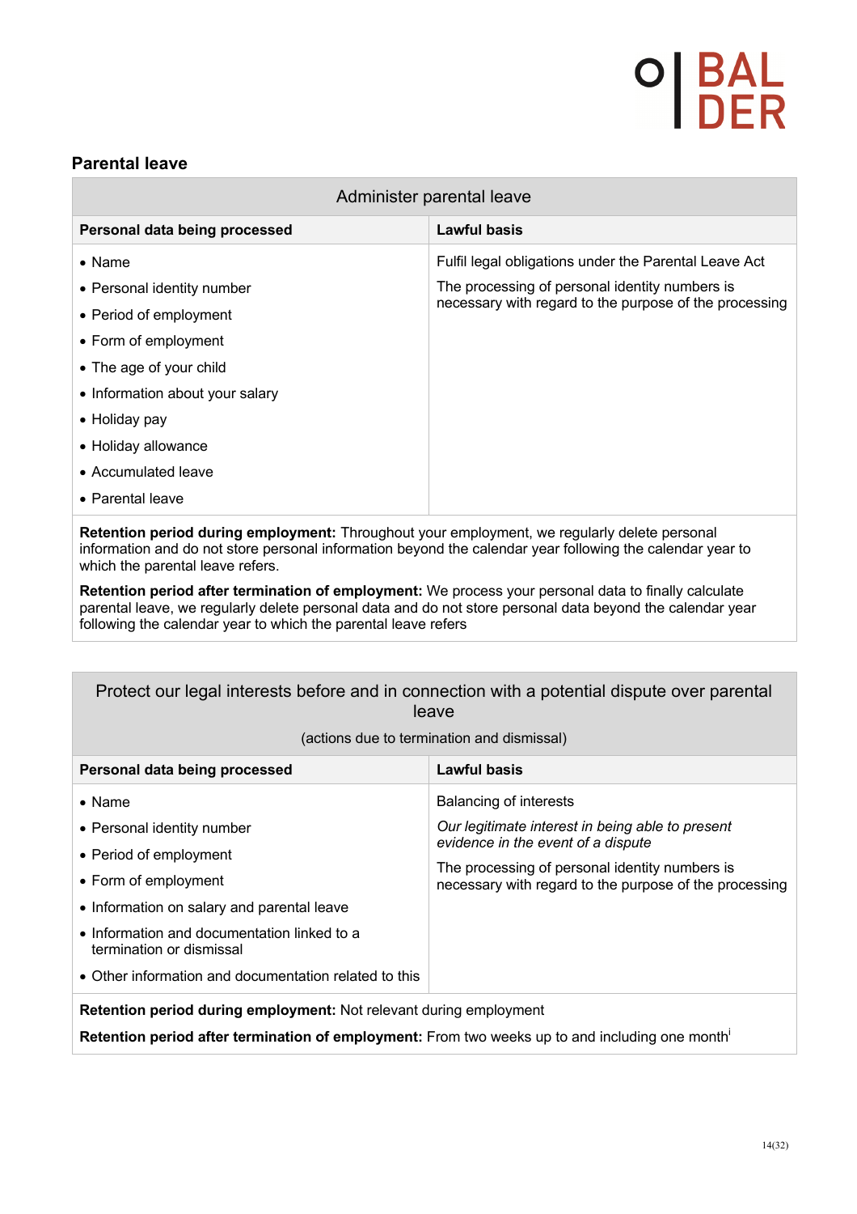## Parental leave

| Administer parental leave | |
|---|---|
| **Personal data being processed** | **Lawful basis** |
| • Name<br>• Personal identity number<br>• Period of employment<br>• Form of employment<br>• The age of your child<br>• Information about your salary<br>• Holiday pay<br>• Holiday allowance<br>• Accumulated leave<br>• Parental leave | Fulfil legal obligations under the Parental Leave Act<br><br>The processing of personal identity numbers is necessary with regard to the purpose of the processing |
| **Retention period during employment:** Throughout your employment, we regularly delete personal information and do not store personal information beyond the calendar year following the calendar year to which the parental leave refers.<br><br>**Retention period after termination of employment:** We process your personal data to finally calculate parental leave, we regularly delete personal data and do not store personal data beyond the calendar year following the calendar year to which the parental leave refers | |

| Protect our legal interests before and in connection with a potential dispute over parental leave<br><br>(actions due to termination and dismissal) | |
|---|---|
| **Personal data being processed** | **Lawful basis** |
| • Name<br>• Personal identity number<br>• Period of employment<br>• Form of employment<br>• Information on salary and parental leave<br>• Information and documentation linked to a termination or dismissal<br>• Other information and documentation related to this | Balancing of interests<br><br>*Our legitimate interest in being able to present evidence in the event of a dispute*<br><br>The processing of personal identity numbers is necessary with regard to the purpose of the processing |
| **Retention period during employment:** Not relevant during employment<br><br>**Retention period after termination of employment:** From two weeks up to and including one month[i] | |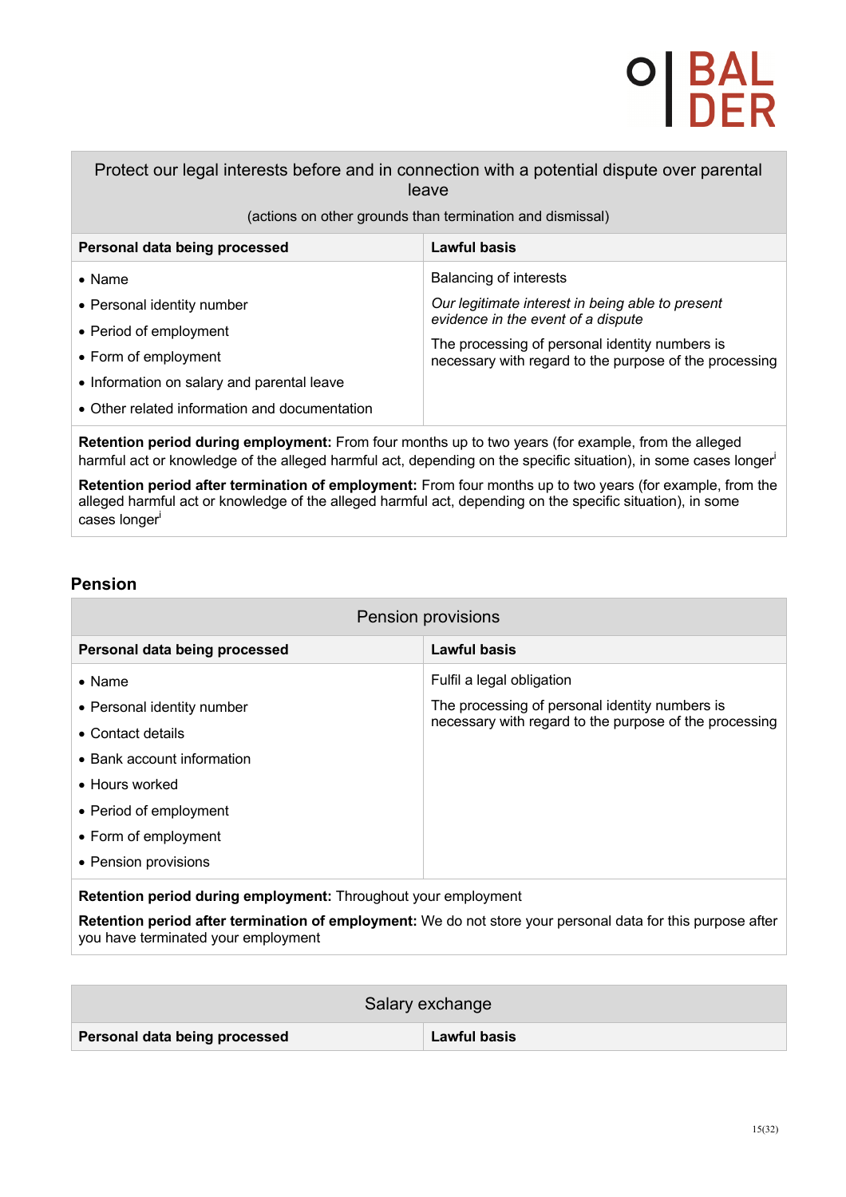| Protect our legal interests before and in connection with a potential dispute over parental leave<br>(actions on other grounds than termination and dismissal) | |
|---|---|
| **Personal data being processed** | **Lawful basis** |
| • Name<br>• Personal identity number<br>• Period of employment<br>• Form of employment<br>• Information on salary and parental leave<br>• Other related information and documentation | Balancing of interests<br>*Our legitimate interest in being able to present evidence in the event of a dispute*<br>The processing of personal identity numbers is necessary with regard to the purpose of the processing |
| **Retention period during employment:** From four months up to two years (for example, from the alleged harmful act or knowledge of the alleged harmful act, depending on the specific situation), in some cases longer[i]<br>**Retention period after termination of employment:** From four months up to two years (for example, from the alleged harmful act or knowledge of the alleged harmful act, depending on the specific situation), in some cases longer[i] | |

### Pension

| Pension provisions | |
|---|---|
| **Personal data being processed** | **Lawful basis** |
| • Name<br>• Personal identity number<br>• Contact details<br>• Bank account information<br>• Hours worked<br>• Period of employment<br>• Form of employment<br>• Pension provisions | Fulfil a legal obligation<br>The processing of personal identity numbers is necessary with regard to the purpose of the processing |
| **Retention period during employment:** Throughout your employment<br>**Retention period after termination of employment:** We do not store your personal data for this purpose after you have terminated your employment | |

| Salary exchange | |
|---|---|
| **Personal data being processed** | **Lawful basis** |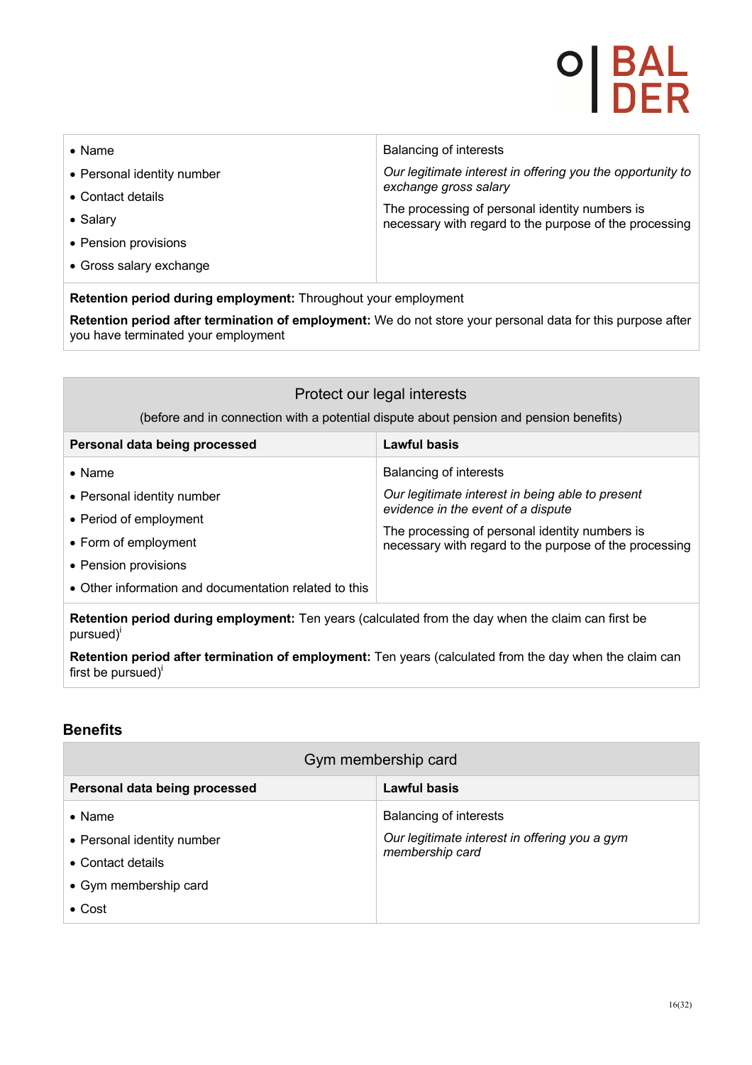| | |
|---|---|
| • Name<br>• Personal identity number<br>• Contact details<br>• Salary<br>• Pension provisions<br>• Gross salary exchange | Balancing of interests<br>*Our legitimate interest in offering you the opportunity to exchange gross salary*<br>The processing of personal identity numbers is necessary with regard to the purpose of the processing |
| **Retention period during employment:** Throughout your employment<br>**Retention period after termination of employment:** We do not store your personal data for this purpose after you have terminated your employment | |

| Protect our legal interests<br>(before and in connection with a potential dispute about pension and pension benefits) | |
|---|---|
| **Personal data being processed** | **Lawful basis** |
| • Name<br>• Personal identity number<br>• Period of employment<br>• Form of employment<br>• Pension provisions<br>• Other information and documentation related to this | Balancing of interests<br>*Our legitimate interest in being able to present evidence in the event of a dispute*<br>The processing of personal identity numbers is necessary with regard to the purpose of the processing |
| **Retention period during employment:** Ten years (calculated from the day when the claim can first be pursued)[i]<br>**Retention period after termination of employment:** Ten years (calculated from the day when the claim can first be pursued)[i] | |

## Benefits

| Gym membership card | |
|---|---|
| **Personal data being processed** | **Lawful basis** |
| • Name<br>• Personal identity number<br>• Contact details<br>• Gym membership card<br>• Cost | Balancing of interests<br>*Our legitimate interest in offering you a gym membership card* |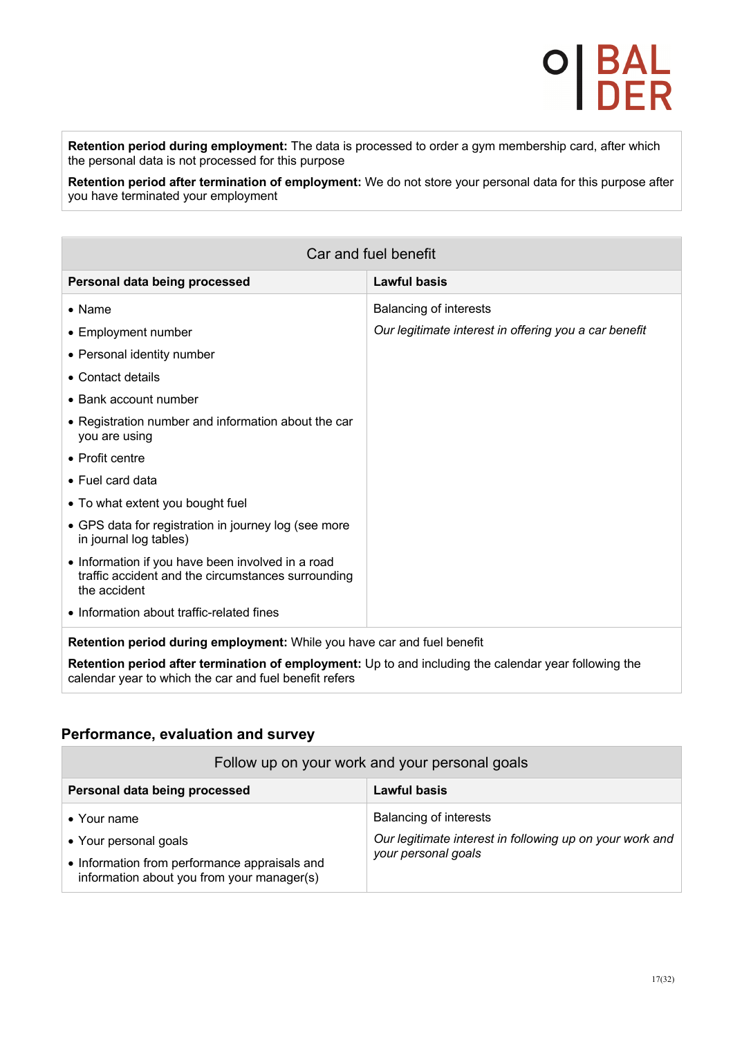**Retention period during employment:** The data is processed to order a gym membership card, after which the personal data is not processed for this purpose

**Retention period after termination of employment:** We do not store your personal data for this purpose after you have terminated your employment

| Car and fuel benefit | |
|---|---|
| **Personal data being processed** | **Lawful basis** |
| • Name<br>• Employment number<br>• Personal identity number<br>• Contact details<br>• Bank account number<br>• Registration number and information about the car you are using<br>• Profit centre<br>• Fuel card data<br>• To what extent you bought fuel<br>• GPS data for registration in journey log (see more in journal log tables)<br>• Information if you have been involved in a road traffic accident and the circumstances surrounding the accident<br>• Information about traffic-related fines | Balancing of interests<br>*Our legitimate interest in offering you a car benefit* |

**Retention period during employment:** While you have car and fuel benefit

**Retention period after termination of employment:** Up to and including the calendar year following the calendar year to which the car and fuel benefit refers

### Performance, evaluation and survey

| Follow up on your work and your personal goals | |
|---|---|
| **Personal data being processed** | **Lawful basis** |
| • Your name<br>• Your personal goals<br>• Information from performance appraisals and information about you from your manager(s) | Balancing of interests<br>*Our legitimate interest in following up on your work and your personal goals* |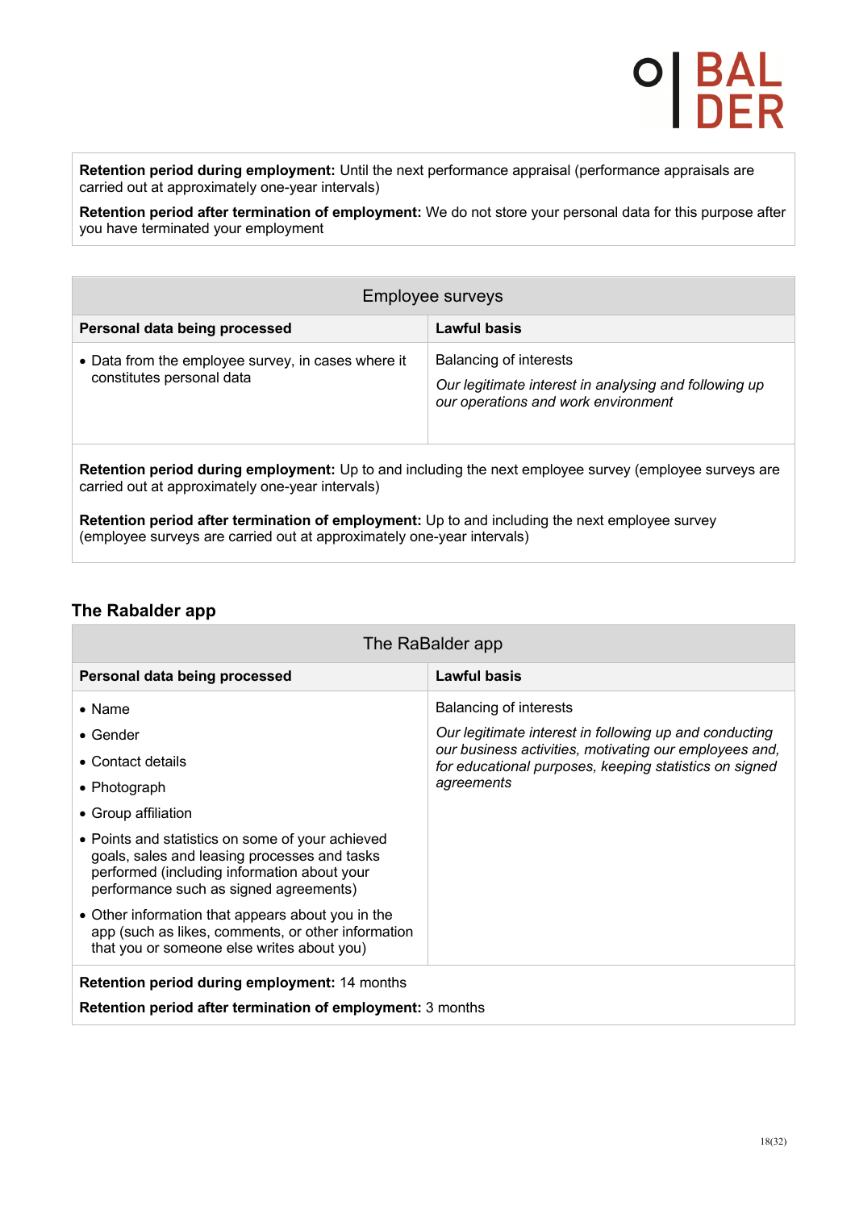**Retention period during employment:** Until the next performance appraisal (performance appraisals are carried out at approximately one-year intervals)

**Retention period after termination of employment:** We do not store your personal data for this purpose after you have terminated your employment

| Employee surveys | |
|---|---|
| **Personal data being processed** | **Lawful basis** |
| • Data from the employee survey, in cases where it constitutes personal data | Balancing of interests<br>*Our legitimate interest in analysing and following up our operations and work environment* |

**Retention period during employment:** Up to and including the next employee survey (employee surveys are carried out at approximately one-year intervals)

**Retention period after termination of employment:** Up to and including the next employee survey (employee surveys are carried out at approximately one-year intervals)

### The Rabalder app

| The RaBalder app | |
|---|---|
| **Personal data being processed** | **Lawful basis** |
| • Name<br>• Gender<br>• Contact details<br>• Photograph<br>• Group affiliation<br>• Points and statistics on some of your achieved goals, sales and leasing processes and tasks performed (including information about your performance such as signed agreements)<br>• Other information that appears about you in the app (such as likes, comments, or other information that you or someone else writes about you) | Balancing of interests<br>*Our legitimate interest in following up and conducting our business activities, motivating our employees and, for educational purposes, keeping statistics on signed agreements* |

**Retention period during employment:** 14 months

**Retention period after termination of employment:** 3 months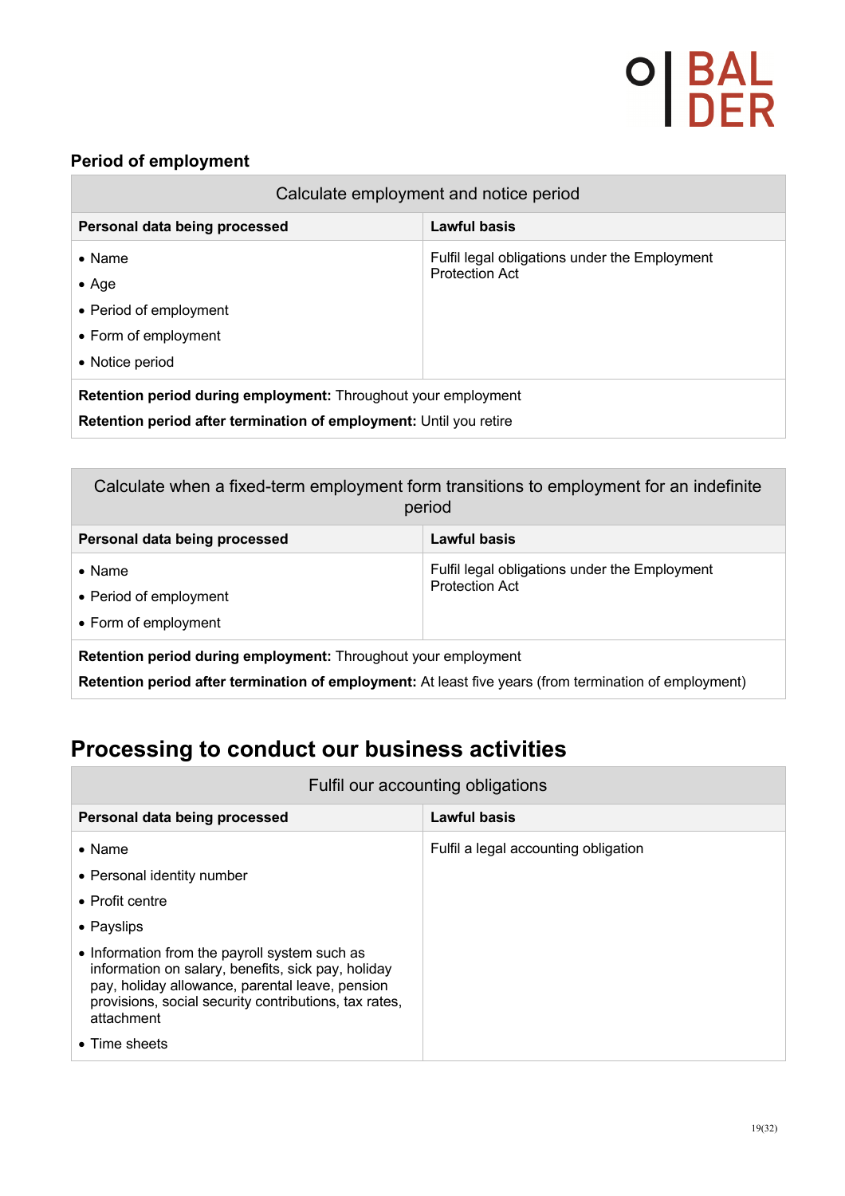### Period of employment

| Calculate employment and notice period | |
|---|---|
| **Personal data being processed** | **Lawful basis** |
| • Name<br>• Age<br>• Period of employment<br>• Form of employment<br>• Notice period | Fulfil legal obligations under the Employment Protection Act |
| **Retention period during employment:** Throughout your employment<br>**Retention period after termination of employment:** Until you retire | |

| Calculate when a fixed-term employment form transitions to employment for an indefinite period | |
|---|---|
| **Personal data being processed** | **Lawful basis** |
| • Name<br>• Period of employment<br>• Form of employment | Fulfil legal obligations under the Employment Protection Act |
| **Retention period during employment:** Throughout your employment<br>**Retention period after termination of employment:** At least five years (from termination of employment) | |

## Processing to conduct our business activities

| Fulfil our accounting obligations | |
|---|---|
| **Personal data being processed** | **Lawful basis** |
| • Name<br>• Personal identity number<br>• Profit centre<br>• Payslips<br>• Information from the payroll system such as information on salary, benefits, sick pay, holiday pay, holiday allowance, parental leave, pension provisions, social security contributions, tax rates, attachment<br>• Time sheets | Fulfil a legal accounting obligation |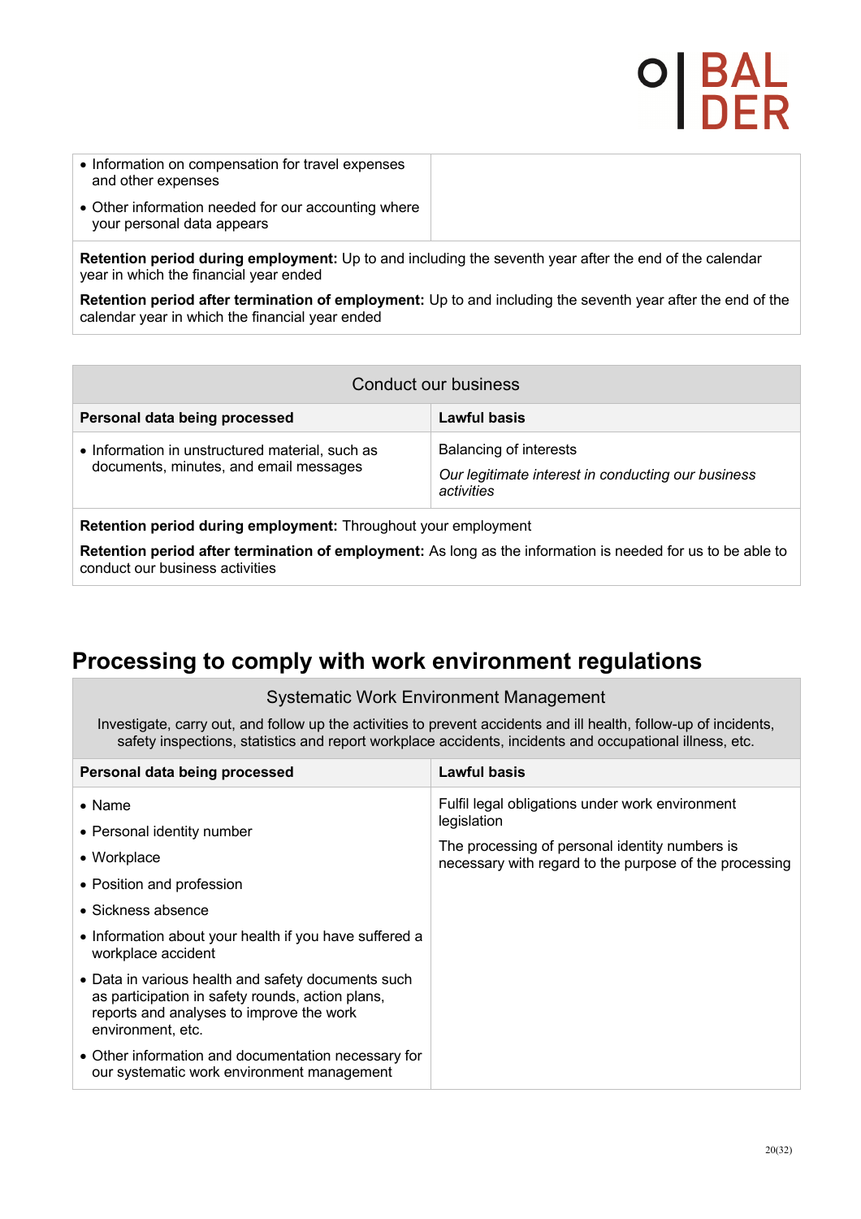| | |
|---|---|
| • Information on compensation for travel expenses and other expenses<br>• Other information needed for our accounting where your personal data appears | |
| **Retention period during employment:** Up to and including the seventh year after the end of the calendar year in which the financial year ended<br>**Retention period after termination of employment:** Up to and including the seventh year after the end of the calendar year in which the financial year ended | |

| Conduct our business | |
|---|---|
| **Personal data being processed** | **Lawful basis** |
| • Information in unstructured material, such as documents, minutes, and email messages | Balancing of interests<br>*Our legitimate interest in conducting our business activities* |
| **Retention period during employment:** Throughout your employment<br>**Retention period after termination of employment:** As long as the information is needed for us to be able to conduct our business activities | |

## Processing to comply with work environment regulations

| Systematic Work Environment Management<br>Investigate, carry out, and follow up the activities to prevent accidents and ill health, follow-up of incidents, safety inspections, statistics and report workplace accidents, incidents and occupational illness, etc. | |
|---|---|
| **Personal data being processed** | **Lawful basis** |
| • Name<br>• Personal identity number<br>• Workplace<br>• Position and profession<br>• Sickness absence<br>• Information about your health if you have suffered a workplace accident<br>• Data in various health and safety documents such as participation in safety rounds, action plans, reports and analyses to improve the work environment, etc.<br>• Other information and documentation necessary for our systematic work environment management | Fulfil legal obligations under work environment legislation<br>The processing of personal identity numbers is necessary with regard to the purpose of the processing |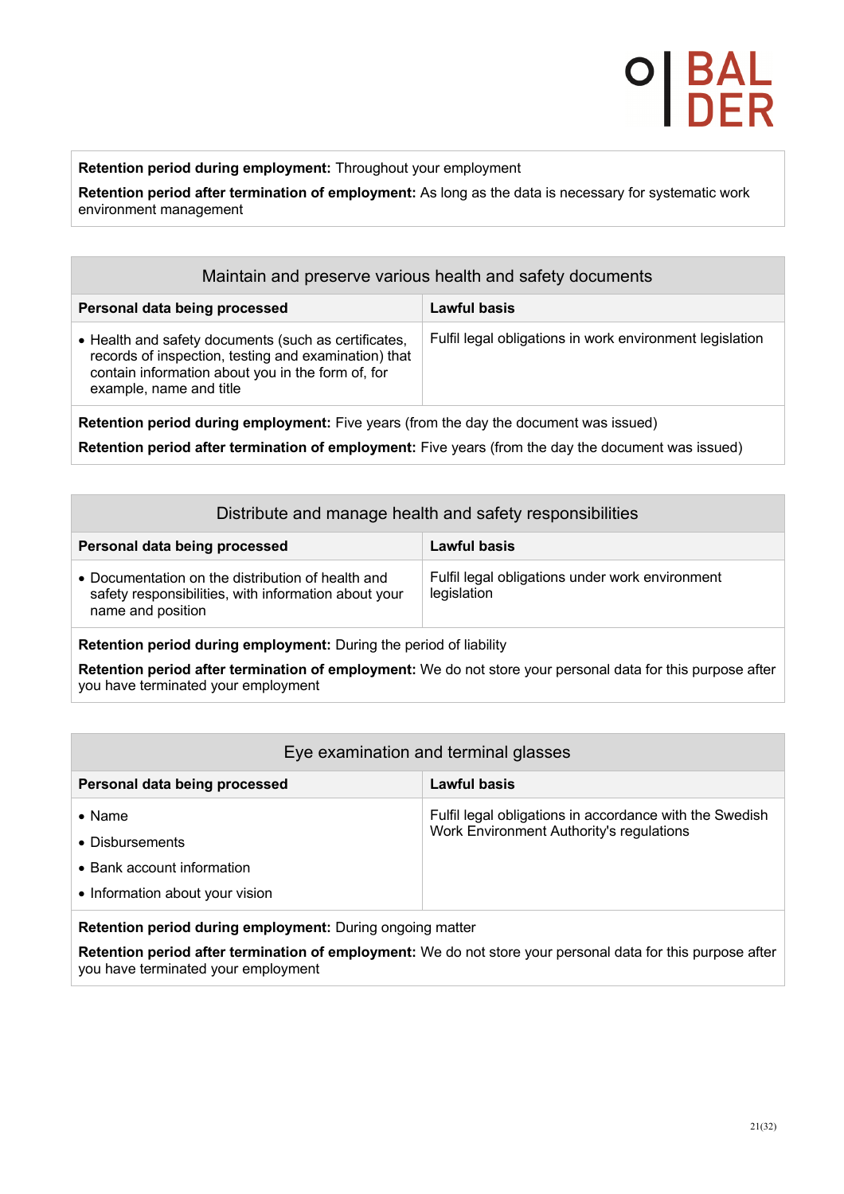**Retention period during employment:** Throughout your employment

**Retention period after termination of employment:** As long as the data is necessary for systematic work environment management

| Maintain and preserve various health and safety documents | |
|---|---|
| **Personal data being processed** | **Lawful basis** |
| • Health and safety documents (such as certificates, records of inspection, testing and examination) that contain information about you in the form of, for example, name and title | Fulfil legal obligations in work environment legislation |

**Retention period during employment:** Five years (from the day the document was issued)

**Retention period after termination of employment:** Five years (from the day the document was issued)

| Distribute and manage health and safety responsibilities | |
|---|---|
| **Personal data being processed** | **Lawful basis** |
| • Documentation on the distribution of health and safety responsibilities, with information about your name and position | Fulfil legal obligations under work environment legislation |

**Retention period during employment:** During the period of liability

**Retention period after termination of employment:** We do not store your personal data for this purpose after you have terminated your employment

| Eye examination and terminal glasses | |
|---|---|
| **Personal data being processed** | **Lawful basis** |
| • Name<br>• Disbursements<br>• Bank account information<br>• Information about your vision | Fulfil legal obligations in accordance with the Swedish Work Environment Authority's regulations |

**Retention period during employment:** During ongoing matter

**Retention period after termination of employment:** We do not store your personal data for this purpose after you have terminated your employment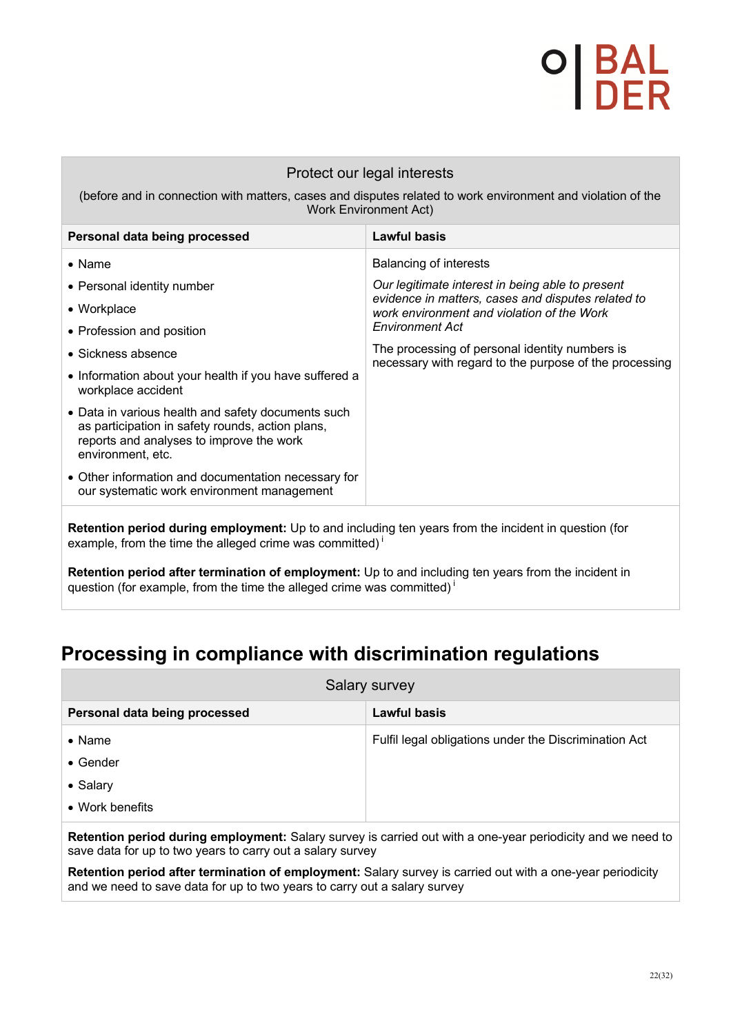| Protect our legal interests<br>(before and in connection with matters, cases and disputes related to work environment and violation of the Work Environment Act) | |
|---|---|
| **Personal data being processed** | **Lawful basis** |
| • Name<br>• Personal identity number<br>• Workplace<br>• Profession and position<br>• Sickness absence<br>• Information about your health if you have suffered a workplace accident<br>• Data in various health and safety documents such as participation in safety rounds, action plans, reports and analyses to improve the work environment, etc.<br>• Other information and documentation necessary for our systematic work environment management | Balancing of interests<br>*Our legitimate interest in being able to present evidence in matters, cases and disputes related to work environment and violation of the Work Environment Act*<br>The processing of personal identity numbers is necessary with regard to the purpose of the processing |
| **Retention period during employment:** Up to and including ten years from the incident in question (for example, from the time the alleged crime was committed) [i]<br><br>**Retention period after termination of employment:** Up to and including ten years from the incident in question (for example, from the time the alleged crime was committed) [i] | |

## Processing in compliance with discrimination regulations

| Salary survey | |
|---|---|
| **Personal data being processed** | **Lawful basis** |
| • Name<br>• Gender<br>• Salary<br>• Work benefits | Fulfil legal obligations under the Discrimination Act |
| **Retention period during employment:** Salary survey is carried out with a one-year periodicity and we need to save data for up to two years to carry out a salary survey<br><br>**Retention period after termination of employment:** Salary survey is carried out with a one-year periodicity and we need to save data for up to two years to carry out a salary survey | |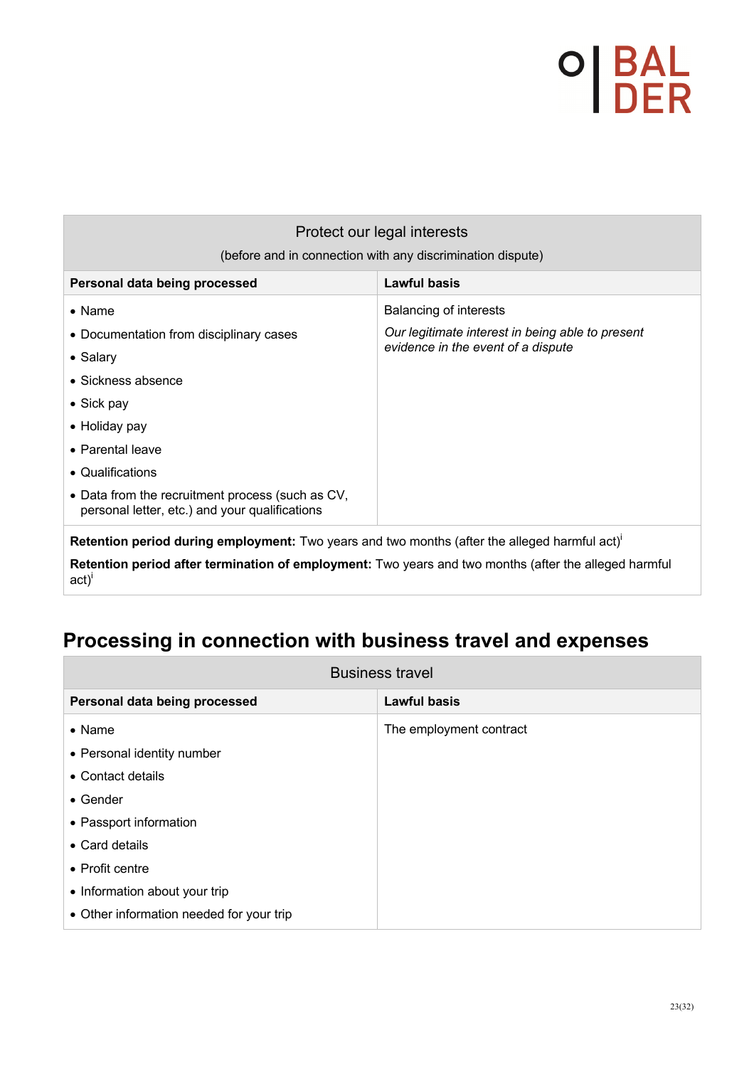| Protect our legal interests<br>(before and in connection with any discrimination dispute) | |
|---|---|
| **Personal data being processed** | **Lawful basis** |
| • Name<br>• Documentation from disciplinary cases<br>• Salary<br>• Sickness absence<br>• Sick pay<br>• Holiday pay<br>• Parental leave<br>• Qualifications<br>• Data from the recruitment process (such as CV, personal letter, etc.) and your qualifications | Balancing of interests<br>*Our legitimate interest in being able to present evidence in the event of a dispute* |
| **Retention period during employment:** Two years and two months (after the alleged harmful act)[i]<br>**Retention period after termination of employment:** Two years and two months (after the alleged harmful act)[i] | |

## Processing in connection with business travel and expenses

| Business travel | |
|---|---|
| **Personal data being processed** | **Lawful basis** |
| • Name<br>• Personal identity number<br>• Contact details<br>• Gender<br>• Passport information<br>• Card details<br>• Profit centre<br>• Information about your trip<br>• Other information needed for your trip | The employment contract |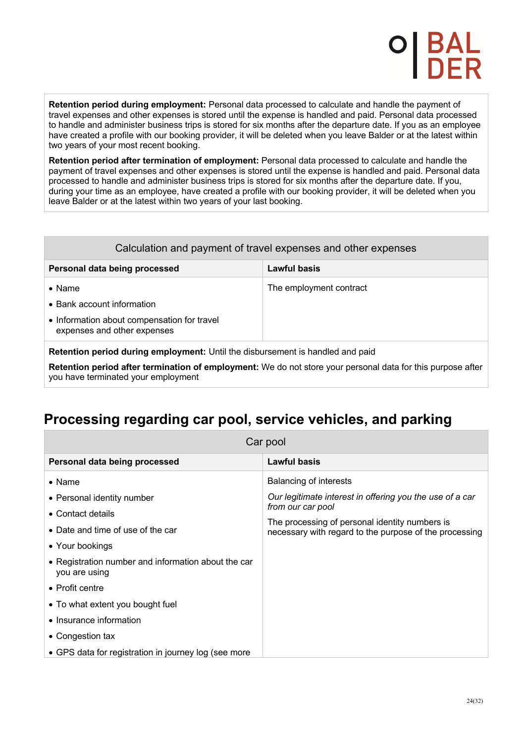**Retention period during employment:** Personal data processed to calculate and handle the payment of travel expenses and other expenses is stored until the expense is handled and paid. Personal data processed to handle and administer business trips is stored for six months after the departure date. If you as an employee have created a profile with our booking provider, it will be deleted when you leave Balder or at the latest within two years of your most recent booking.

**Retention period after termination of employment:** Personal data processed to calculate and handle the payment of travel expenses and other expenses is stored until the expense is handled and paid. Personal data processed to handle and administer business trips is stored for six months after the departure date. If you, during your time as an employee, have created a profile with our booking provider, it will be deleted when you leave Balder or at the latest within two years of your last booking.

| Calculation and payment of travel expenses and other expenses | |
|---|---|
| **Personal data being processed** | **Lawful basis** |
| • Name<br>• Bank account information<br>• Information about compensation for travel expenses and other expenses | The employment contract |

**Retention period during employment:** Until the disbursement is handled and paid

**Retention period after termination of employment:** We do not store your personal data for this purpose after you have terminated your employment

## Processing regarding car pool, service vehicles, and parking

| Car pool | |
|---|---|
| **Personal data being processed** | **Lawful basis** |
| • Name<br>• Personal identity number<br>• Contact details<br>• Date and time of use of the car<br>• Your bookings<br>• Registration number and information about the car you are using<br>• Profit centre<br>• To what extent you bought fuel<br>• Insurance information<br>• Congestion tax<br>• GPS data for registration in journey log (see more | Balancing of interests<br><br>*Our legitimate interest in offering you the use of a car from our car pool*<br><br>The processing of personal identity numbers is necessary with regard to the purpose of the processing |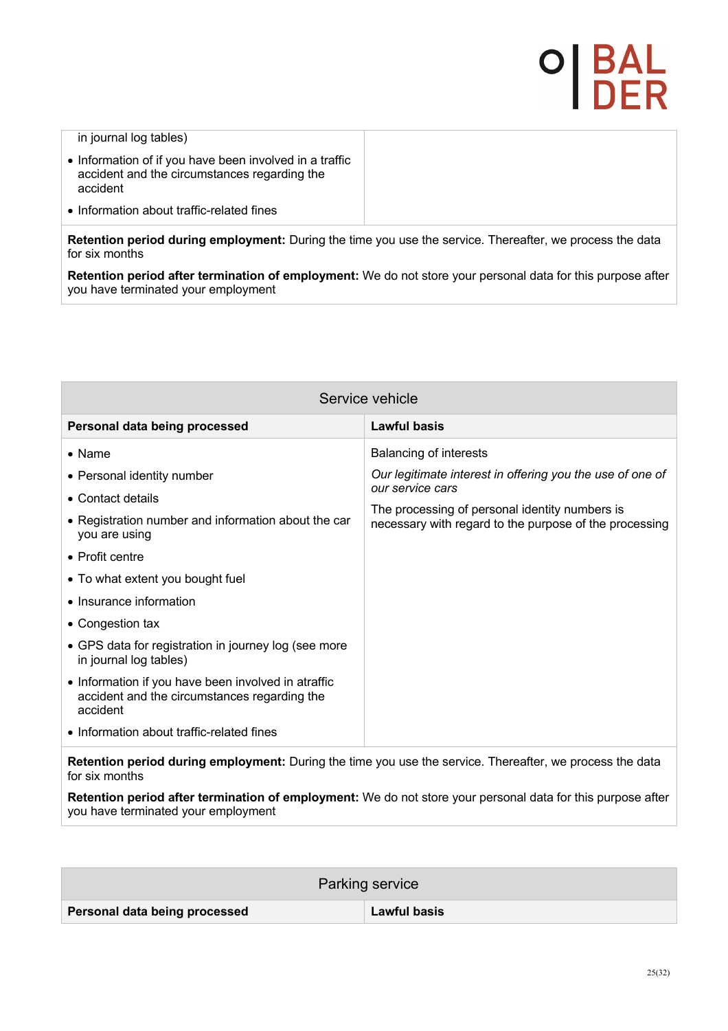| | |
|---|---|
| in journal log tables)<br>• Information of if you have been involved in a traffic accident and the circumstances regarding the accident<br>• Information about traffic-related fines | |
| **Retention period during employment:** During the time you use the service. Thereafter, we process the data for six months<br>**Retention period after termination of employment:** We do not store your personal data for this purpose after you have terminated your employment | |

| Service vehicle | |
|---|---|
| **Personal data being processed** | **Lawful basis** |
| • Name<br>• Personal identity number<br>• Contact details<br>• Registration number and information about the car you are using<br>• Profit centre<br>• To what extent you bought fuel<br>• Insurance information<br>• Congestion tax<br>• GPS data for registration in journey log (see more in journal log tables)<br>• Information if you have been involved in atraffic accident and the circumstances regarding the accident<br>• Information about traffic-related fines | Balancing of interests<br>*Our legitimate interest in offering you the use of one of our service cars*<br>The processing of personal identity numbers is necessary with regard to the purpose of the processing |
| **Retention period during employment:** During the time you use the service. Thereafter, we process the data for six months<br>**Retention period after termination of employment:** We do not store your personal data for this purpose after you have terminated your employment | |

| Parking service | |
|---|---|
| **Personal data being processed** | **Lawful basis** |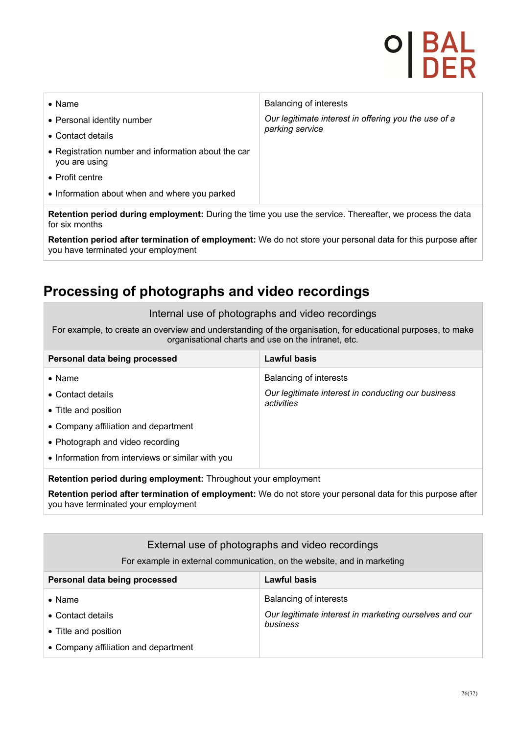| | |
|---|---|
| • Name<br>• Personal identity number<br>• Contact details<br>• Registration number and information about the car you are using<br>• Profit centre<br>• Information about when and where you parked | Balancing of interests<br>*Our legitimate interest in offering you the use of a parking service* |
| **Retention period during employment:** During the time you use the service. Thereafter, we process the data for six months<br>**Retention period after termination of employment:** We do not store your personal data for this purpose after you have terminated your employment | |

## Processing of photographs and video recordings

| Internal use of photographs and video recordings<br>For example, to create an overview and understanding of the organisation, for educational purposes, to make organisational charts and use on the intranet, etc. | |
|---|---|
| **Personal data being processed** | **Lawful basis** |
| • Name<br>• Contact details<br>• Title and position<br>• Company affiliation and department<br>• Photograph and video recording<br>• Information from interviews or similar with you | Balancing of interests<br>*Our legitimate interest in conducting our business activities* |
| **Retention period during employment:** Throughout your employment<br>**Retention period after termination of employment:** We do not store your personal data for this purpose after you have terminated your employment | |

| External use of photographs and video recordings<br>For example in external communication, on the website, and in marketing | |
|---|---|
| **Personal data being processed** | **Lawful basis** |
| • Name<br>• Contact details<br>• Title and position<br>• Company affiliation and department | Balancing of interests<br>*Our legitimate interest in marketing ourselves and our business* |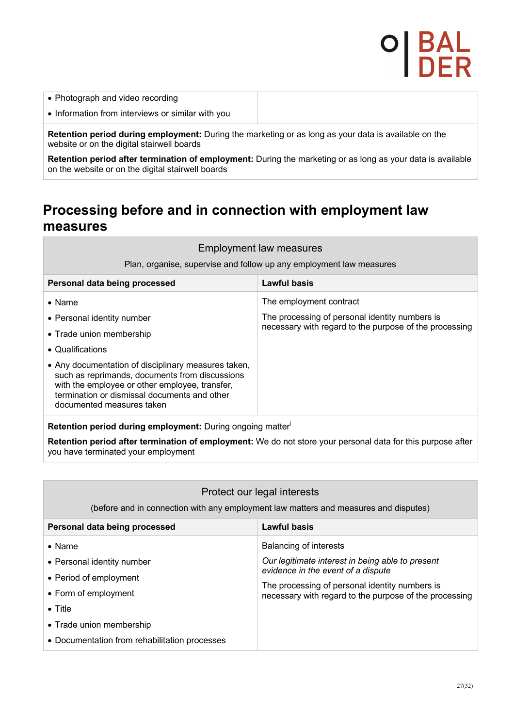| | |
|---|---|
| • Photograph and video recording<br>• Information from interviews or similar with you | |

**Retention period during employment:** During the marketing or as long as your data is available on the website or on the digital stairwell boards

**Retention period after termination of employment:** During the marketing or as long as your data is available on the website or on the digital stairwell boards

## Processing before and in connection with employment law measures

| Employment law measures<br>Plan, organise, supervise and follow up any employment law measures | |
|---|---|
| **Personal data being processed** | **Lawful basis** |
| • Name<br>• Personal identity number<br>• Trade union membership<br>• Qualifications<br>• Any documentation of disciplinary measures taken, such as reprimands, documents from discussions with the employee or other employee, transfer, termination or dismissal documents and other documented measures taken | The employment contract<br>The processing of personal identity numbers is necessary with regard to the purpose of the processing |

**Retention period during employment:** During ongoing matter[i]

**Retention period after termination of employment:** We do not store your personal data for this purpose after you have terminated your employment

| Protect our legal interests<br>(before and in connection with any employment law matters and measures and disputes) | |
|---|---|
| **Personal data being processed** | **Lawful basis** |
| • Name<br>• Personal identity number<br>• Period of employment<br>• Form of employment<br>• Title<br>• Trade union membership<br>• Documentation from rehabilitation processes | Balancing of interests<br>*Our legitimate interest in being able to present evidence in the event of a dispute*<br>The processing of personal identity numbers is necessary with regard to the purpose of the processing |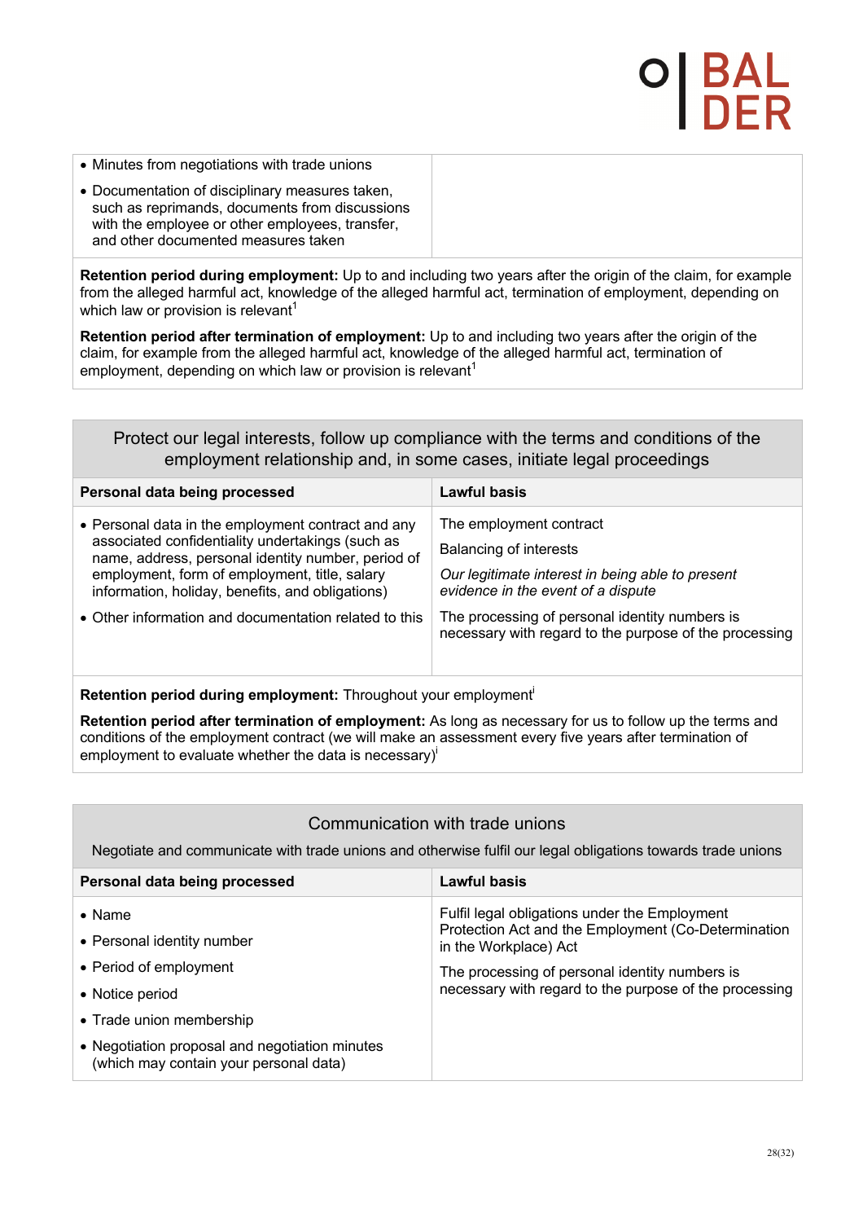| | |
|---|---|
| • Minutes from negotiations with trade unions<br>• Documentation of disciplinary measures taken, such as reprimands, documents from discussions with the employee or other employees, transfer, and other documented measures taken | |

**Retention period during employment:** Up to and including two years after the origin of the claim, for example from the alleged harmful act, knowledge of the alleged harmful act, termination of employment, depending on which law or provision is relevant[1]

**Retention period after termination of employment:** Up to and including two years after the origin of the claim, for example from the alleged harmful act, knowledge of the alleged harmful act, termination of employment, depending on which law or provision is relevant[1]

## Protect our legal interests, follow up compliance with the terms and conditions of the employment relationship and, in some cases, initiate legal proceedings

| Personal data being processed | Lawful basis |
|---|---|
| • Personal data in the employment contract and any associated confidentiality undertakings (such as name, address, personal identity number, period of employment, form of employment, title, salary information, holiday, benefits, and obligations)<br>• Other information and documentation related to this | The employment contract<br>Balancing of interests<br>*Our legitimate interest in being able to present evidence in the event of a dispute*<br>The processing of personal identity numbers is necessary with regard to the purpose of the processing |

**Retention period during employment:** Throughout your employment[i]

**Retention period after termination of employment:** As long as necessary for us to follow up the terms and conditions of the employment contract (we will make an assessment every five years after termination of employment to evaluate whether the data is necessary)[i]

## Communication with trade unions

Negotiate and communicate with trade unions and otherwise fulfil our legal obligations towards trade unions

| Personal data being processed | Lawful basis |
|---|---|
| • Name<br>• Personal identity number<br>• Period of employment<br>• Notice period<br>• Trade union membership<br>• Negotiation proposal and negotiation minutes (which may contain your personal data) | Fulfil legal obligations under the Employment Protection Act and the Employment (Co-Determination in the Workplace) Act<br>The processing of personal identity numbers is necessary with regard to the purpose of the processing |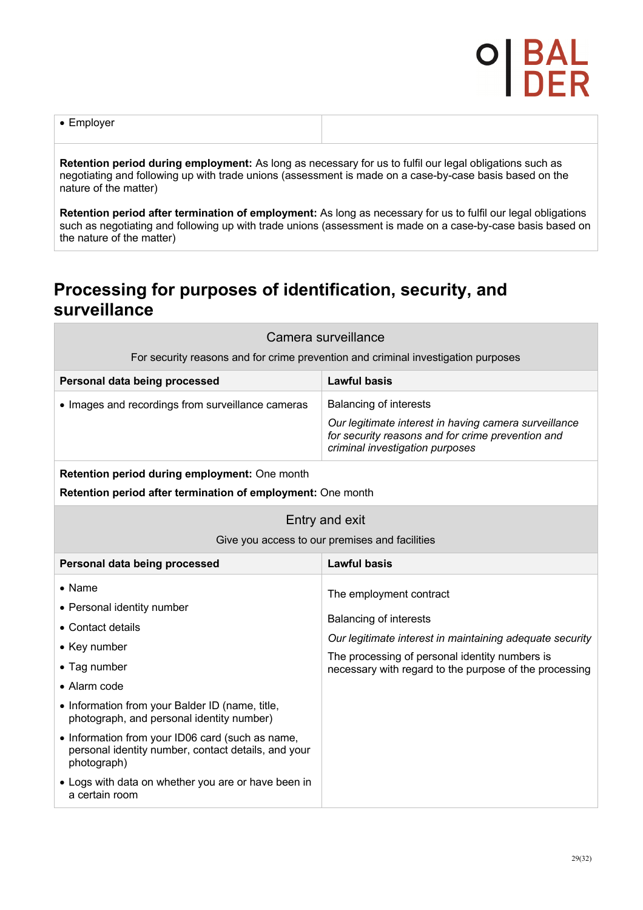| • Employer | |
|---|---|

**Retention period during employment:** As long as necessary for us to fulfil our legal obligations such as negotiating and following up with trade unions (assessment is made on a case-by-case basis based on the nature of the matter)

**Retention period after termination of employment:** As long as necessary for us to fulfil our legal obligations such as negotiating and following up with trade unions (assessment is made on a case-by-case basis based on the nature of the matter)

## Processing for purposes of identification, security, and surveillance

### Camera surveillance

For security reasons and for crime prevention and criminal investigation purposes

| Personal data being processed | Lawful basis |
|---|---|
| • Images and recordings from surveillance cameras | Balancing of interests<br>*Our legitimate interest in having camera surveillance for security reasons and for crime prevention and criminal investigation purposes* |

**Retention period during employment:** One month

**Retention period after termination of employment:** One month

### Entry and exit

Give you access to our premises and facilities

| Personal data being processed | Lawful basis |
|---|---|
| • Name<br>• Personal identity number<br>• Contact details<br>• Key number<br>• Tag number<br>• Alarm code<br>• Information from your Balder ID (name, title, photograph, and personal identity number)<br>• Information from your ID06 card (such as name, personal identity number, contact details, and your photograph)<br>• Logs with data on whether you are or have been in a certain room | The employment contract<br>Balancing of interests<br>*Our legitimate interest in maintaining adequate security*<br>The processing of personal identity numbers is necessary with regard to the purpose of the processing |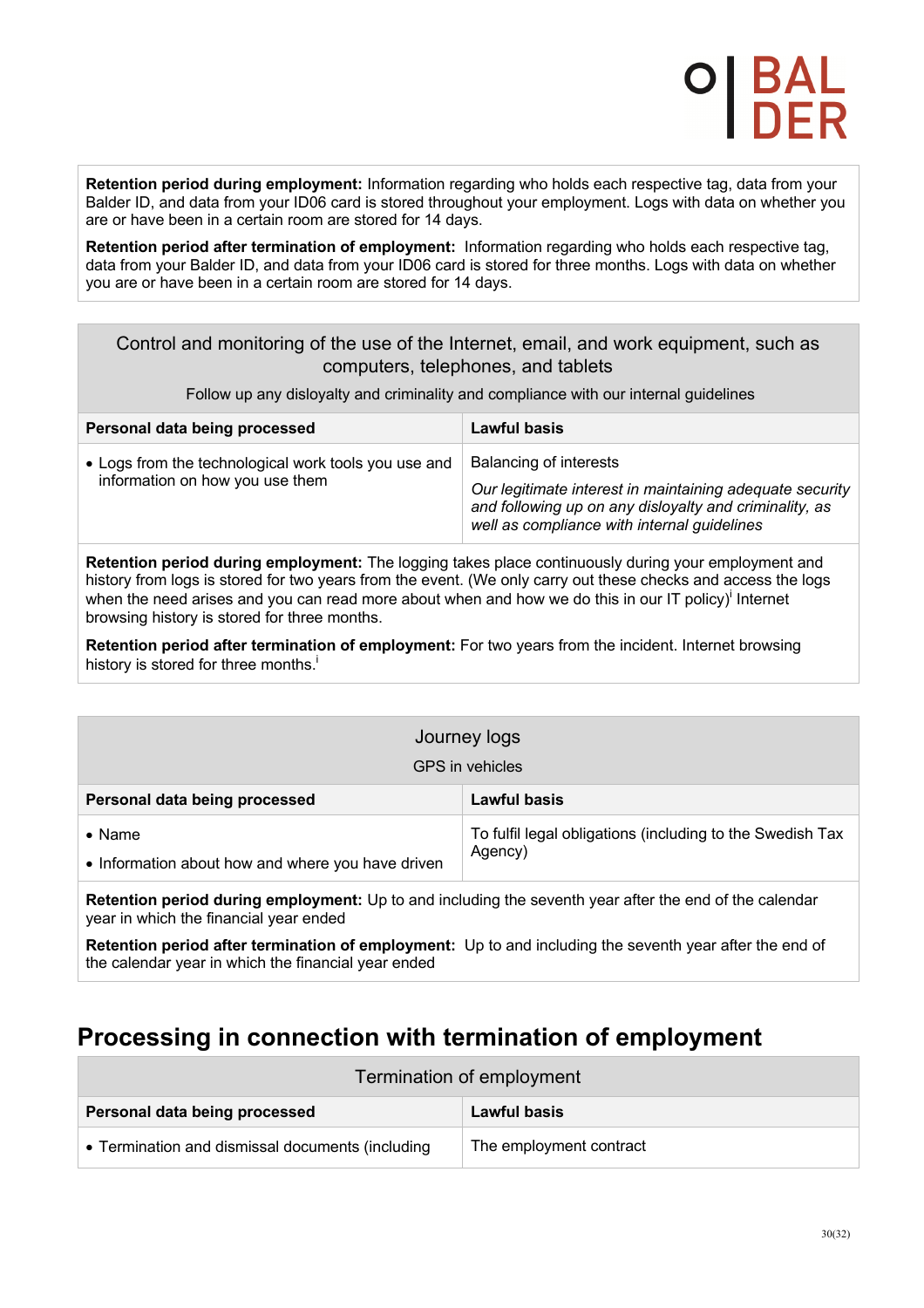**Retention period during employment:** Information regarding who holds each respective tag, data from your Balder ID, and data from your ID06 card is stored throughout your employment. Logs with data on whether you are or have been in a certain room are stored for 14 days.

**Retention period after termination of employment:** Information regarding who holds each respective tag, data from your Balder ID, and data from your ID06 card is stored for three months. Logs with data on whether you are or have been in a certain room are stored for 14 days.

| Control and monitoring of the use of the Internet, email, and work equipment, such as computers, telephones, and tablets<br>Follow up any disloyalty and criminality and compliance with our internal guidelines | |
|---|---|
| **Personal data being processed** | **Lawful basis** |
| • Logs from the technological work tools you use and information on how you use them | Balancing of interests<br>*Our legitimate interest in maintaining adequate security and following up on any disloyalty and criminality, as well as compliance with internal guidelines* |

**Retention period during employment:** The logging takes place continuously during your employment and history from logs is stored for two years from the event. (We only carry out these checks and access the logs when the need arises and you can read more about when and how we do this in our IT policy)[i] Internet browsing history is stored for three months.

**Retention period after termination of employment:** For two years from the incident. Internet browsing history is stored for three months.[i]

| Journey logs<br>GPS in vehicles | |
|---|---|
| **Personal data being processed** | **Lawful basis** |
| • Name<br>• Information about how and where you have driven | To fulfil legal obligations (including to the Swedish Tax Agency) |

**Retention period during employment:** Up to and including the seventh year after the end of the calendar year in which the financial year ended

**Retention period after termination of employment:** Up to and including the seventh year after the end of the calendar year in which the financial year ended

## Processing in connection with termination of employment

| Termination of employment | |
|---|---|
| **Personal data being processed** | **Lawful basis** |
| • Termination and dismissal documents (including | The employment contract |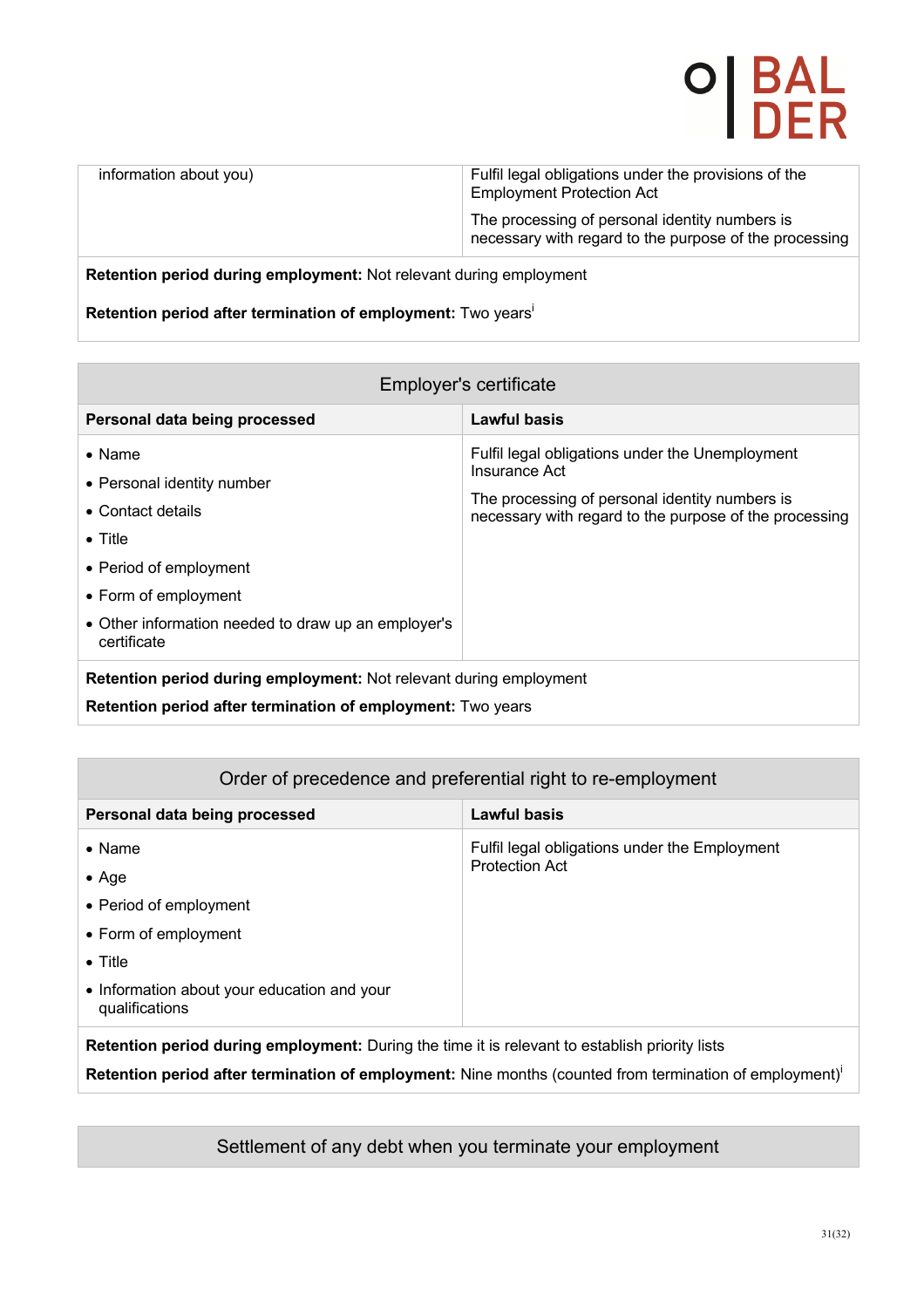| | |
|---|---|
| information about you) | Fulfil legal obligations under the provisions of the Employment Protection Act<br><br>The processing of personal identity numbers is necessary with regard to the purpose of the processing |

**Retention period during employment:** Not relevant during employment

**Retention period after termination of employment:** Two years[i]

## Employer's certificate

| Personal data being processed | Lawful basis |
|---|---|
| • Name<br>• Personal identity number<br>• Contact details<br>• Title<br>• Period of employment<br>• Form of employment<br>• Other information needed to draw up an employer's certificate | Fulfil legal obligations under the Unemployment Insurance Act<br><br>The processing of personal identity numbers is necessary with regard to the purpose of the processing |

**Retention period during employment:** Not relevant during employment

**Retention period after termination of employment:** Two years

## Order of precedence and preferential right to re-employment

| Personal data being processed | Lawful basis |
|---|---|
| • Name<br>• Age<br>• Period of employment<br>• Form of employment<br>• Title<br>• Information about your education and your qualifications | Fulfil legal obligations under the Employment Protection Act |

**Retention period during employment:** During the time it is relevant to establish priority lists

**Retention period after termination of employment:** Nine months (counted from termination of employment)[i]

## Settlement of any debt when you terminate your employment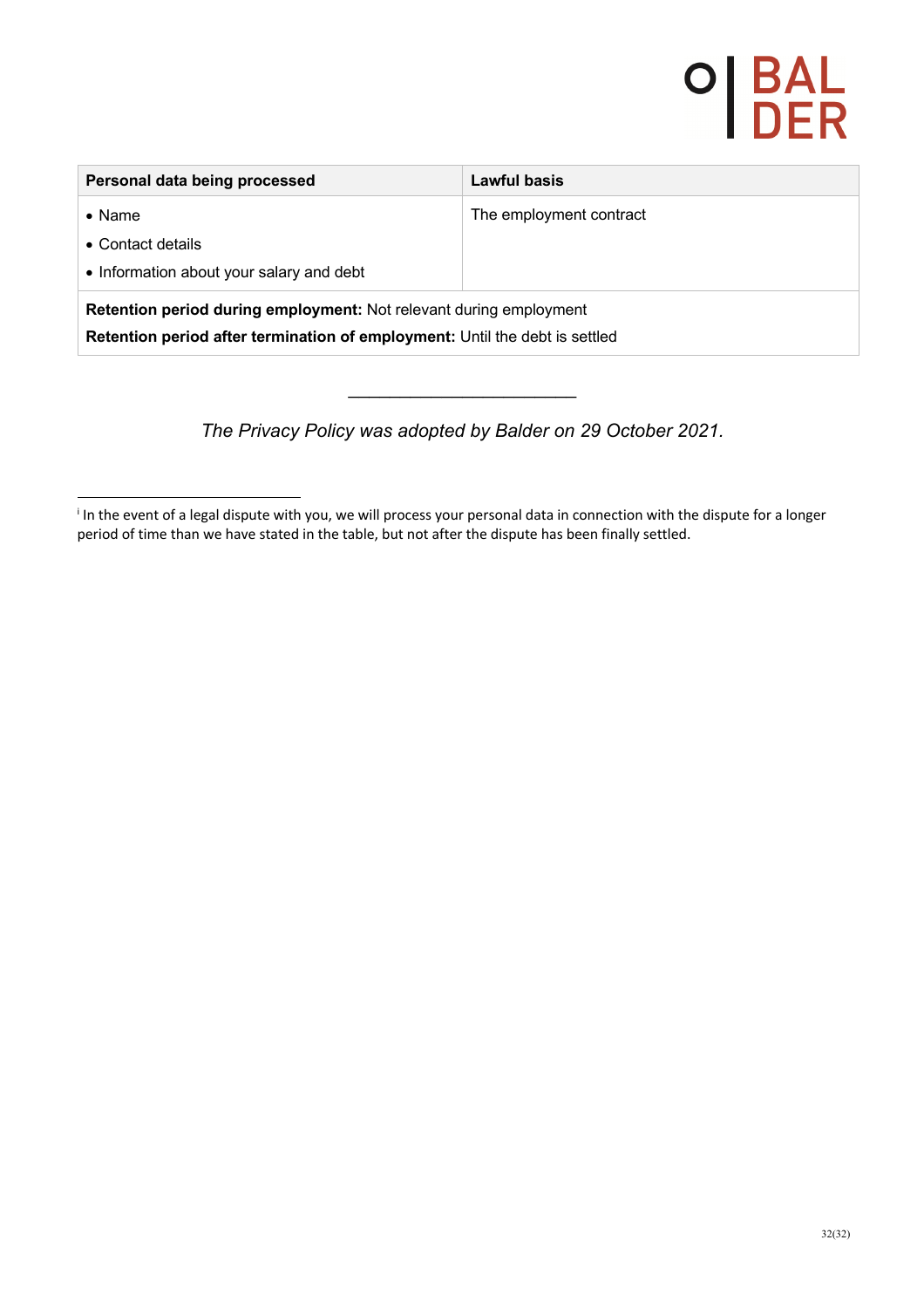| Personal data being processed | Lawful basis |
|---|---|
| • Name<br>• Contact details<br>• Information about your salary and debt | The employment contract |
| **Retention period during employment:** Not relevant during employment<br>**Retention period after termination of employment:** Until the debt is settled | |

---

*The Privacy Policy was adopted by Balder on 29 October 2021.*

[i] In the event of a legal dispute with you, we will process your personal data in connection with the dispute for a longer period of time than we have stated in the table, but not after the dispute has been finally settled.